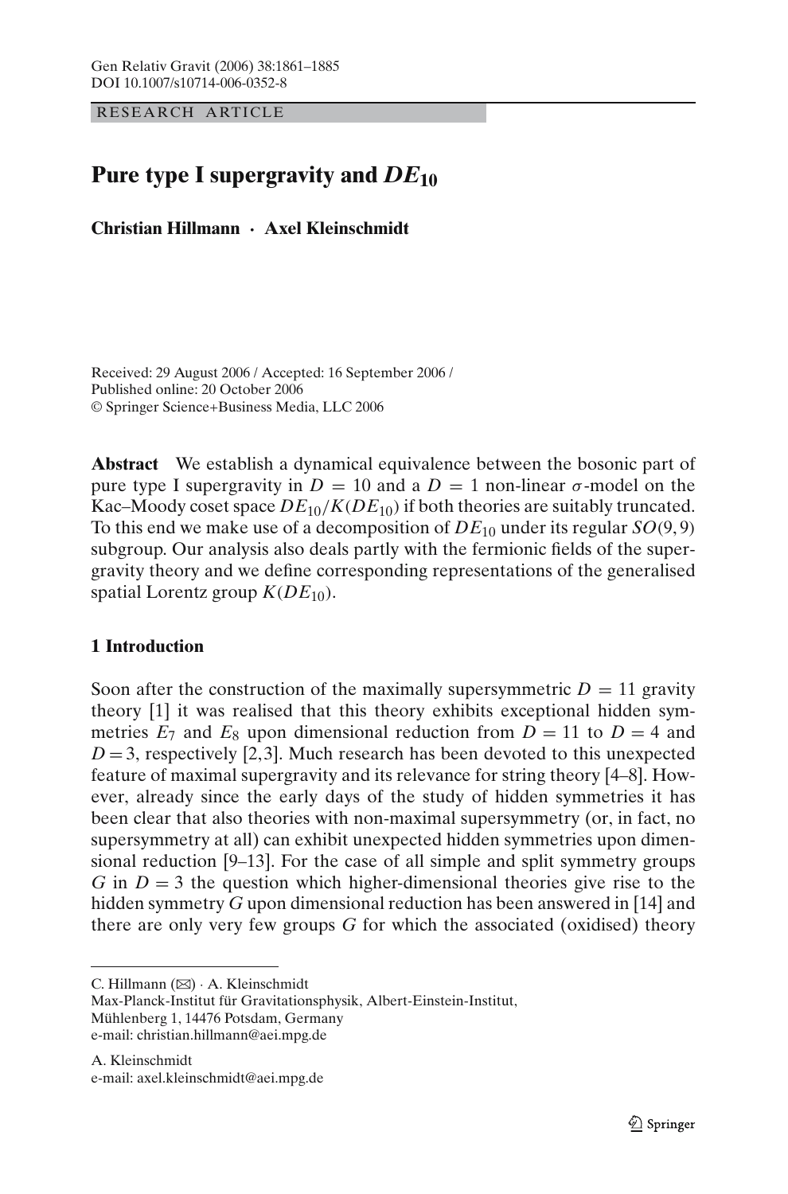RESEARCH ARTICLE

# Pure type I supergravity and $DE_{10}$

**Christian Hillmann · Axel Kleinschmidt**

Received: 29 August 2006 / Accepted: 16 September 2006 /
Published online: 20 October 2006
© Springer Science+Business Media, LLC 2006

**Abstract** We establish a dynamical equivalence between the bosonic part of pure type I supergravity in $D = 10$ and a $D = 1$ non-linear $\sigma$-model on the Kac–Moody coset space $DE_{10}/K(DE_{10})$ if both theories are suitably truncated. To this end we make use of a decomposition of $DE_{10}$ under its regular $SO(9,9)$ subgroup. Our analysis also deals partly with the fermionic fields of the supergravity theory and we define corresponding representations of the generalised spatial Lorentz group $K(DE_{10})$.

## 1 Introduction

Soon after the construction of the maximally supersymmetric $D = 11$ gravity theory [1] it was realised that this theory exhibits exceptional hidden symmetries $E_7$ and $E_8$ upon dimensional reduction from $D = 11$ to $D = 4$ and $D = 3$, respectively [2,3]. Much research has been devoted to this unexpected feature of maximal supergravity and its relevance for string theory [4–8]. However, already since the early days of the study of hidden symmetries it has been clear that also theories with non-maximal supersymmetry (or, in fact, no supersymmetry at all) can exhibit unexpected hidden symmetries upon dimensional reduction [9–13]. For the case of all simple and split symmetry groups $G$ in $D = 3$ the question which higher-dimensional theories give rise to the hidden symmetry $G$ upon dimensional reduction has been answered in [14] and there are only very few groups $G$ for which the associated (oxidised) theory

---

C. Hillmann (✉) · A. Kleinschmidt
Max-Planck-Institut für Gravitationsphysik, Albert-Einstein-Institut,
Mühlenberg 1, 14476 Potsdam, Germany
e-mail: christian.hillmann@aei.mpg.de

A. Kleinschmidt
e-mail: axel.kleinschmidt@aei.mpg.de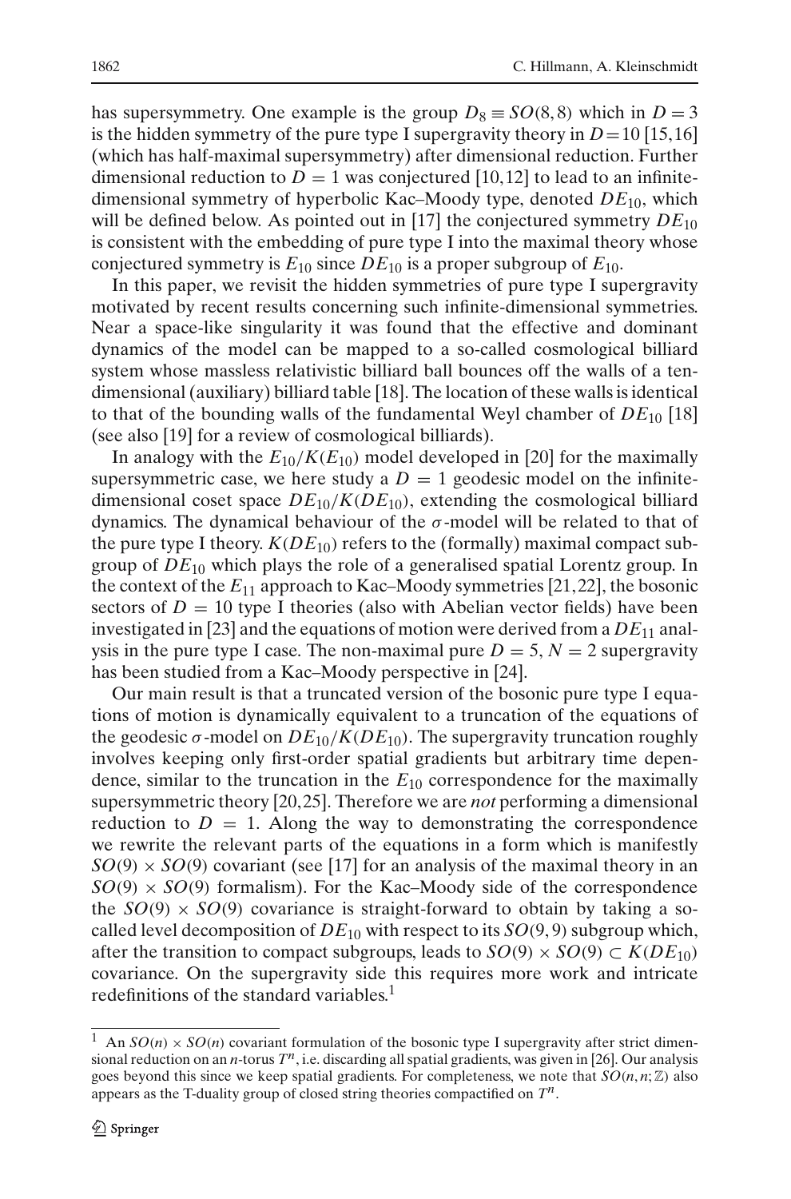has supersymmetry. One example is the group $D_8 \equiv SO(8,8)$ which in $D=3$ is the hidden symmetry of the pure type I supergravity theory in $D=10$ [15,16] (which has half-maximal supersymmetry) after dimensional reduction. Further dimensional reduction to $D=1$ was conjectured [10,12] to lead to an infinite-dimensional symmetry of hyperbolic Kac–Moody type, denoted $DE_{10}$, which will be defined below. As pointed out in [17] the conjectured symmetry $DE_{10}$ is consistent with the embedding of pure type I into the maximal theory whose conjectured symmetry is $E_{10}$ since $DE_{10}$ is a proper subgroup of $E_{10}$.

In this paper, we revisit the hidden symmetries of pure type I supergravity motivated by recent results concerning such infinite-dimensional symmetries. Near a space-like singularity it was found that the effective and dominant dynamics of the model can be mapped to a so-called cosmological billiard system whose massless relativistic billiard ball bounces off the walls of a ten-dimensional (auxiliary) billiard table [18]. The location of these walls is identical to that of the bounding walls of the fundamental Weyl chamber of $DE_{10}$ [18] (see also [19] for a review of cosmological billiards).

In analogy with the $E_{10}/K(E_{10})$ model developed in [20] for the maximally supersymmetric case, we here study a $D=1$ geodesic model on the infinite-dimensional coset space $DE_{10}/K(DE_{10})$, extending the cosmological billiard dynamics. The dynamical behaviour of the $\sigma$-model will be related to that of the pure type I theory. $K(DE_{10})$ refers to the (formally) maximal compact subgroup of $DE_{10}$ which plays the role of a generalised spatial Lorentz group. In the context of the $E_{11}$ approach to Kac–Moody symmetries [21,22], the bosonic sectors of $D=10$ type I theories (also with Abelian vector fields) have been investigated in [23] and the equations of motion were derived from a $DE_{11}$ analysis in the pure type I case. The non-maximal pure $D=5$, $N=2$ supergravity has been studied from a Kac–Moody perspective in [24].

Our main result is that a truncated version of the bosonic pure type I equations of motion is dynamically equivalent to a truncation of the equations of the geodesic $\sigma$-model on $DE_{10}/K(DE_{10})$. The supergravity truncation roughly involves keeping only first-order spatial gradients but arbitrary time dependence, similar to the truncation in the $E_{10}$ correspondence for the maximally supersymmetric theory [20,25]. Therefore we are *not* performing a dimensional reduction to $D=1$. Along the way to demonstrating the correspondence we rewrite the relevant parts of the equations in a form which is manifestly $SO(9)\times SO(9)$ covariant (see [17] for an analysis of the maximal theory in an $SO(9)\times SO(9)$ formalism). For the Kac–Moody side of the correspondence the $SO(9)\times SO(9)$ covariance is straight-forward to obtain by taking a so-called level decomposition of $DE_{10}$ with respect to its $SO(9,9)$ subgroup which, after the transition to compact subgroups, leads to $SO(9)\times SO(9)\subset K(DE_{10})$ covariance. On the supergravity side this requires more work and intricate redefinitions of the standard variables.[1]

[1] An $SO(n)\times SO(n)$ covariant formulation of the bosonic type I supergravity after strict dimensional reduction on an $n$-torus $T^n$, i.e. discarding all spatial gradients, was given in [26]. Our analysis goes beyond this since we keep spatial gradients. For completeness, we note that $SO(n,n;\mathbb{Z})$ also appears as the T-duality group of closed string theories compactified on $T^n$.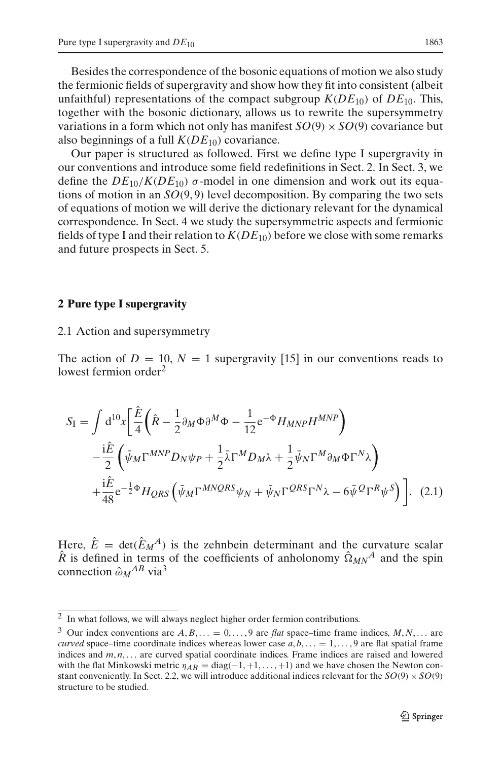Besides the correspondence of the bosonic equations of motion we also study the fermionic fields of supergravity and show how they fit into consistent (albeit unfaithful) representations of the compact subgroup $K(DE_{10})$ of $DE_{10}$. This, together with the bosonic dictionary, allows us to rewrite the supersymmetry variations in a form which not only has manifest $SO(9) \times SO(9)$ covariance but also beginnings of a full $K(DE_{10})$ covariance.

Our paper is structured as followed. First we define type I supergravity in our conventions and introduce some field redefinitions in Sect. 2. In Sect. 3, we define the $DE_{10}/K(DE_{10})$ $\sigma$-model in one dimension and work out its equations of motion in an $SO(9,9)$ level decomposition. By comparing the two sets of equations of motion we will derive the dictionary relevant for the dynamical correspondence. In Sect. 4 we study the supersymmetric aspects and fermionic fields of type I and their relation to $K(DE_{10})$ before we close with some remarks and future prospects in Sect. 5.

## 2 Pure type I supergravity

### 2.1 Action and supersymmetry

The action of $D = 10$, $N = 1$ supergravity [15] in our conventions reads to lowest fermion order[2]

$$
\begin{aligned}
S_{\mathrm{I}} = \int \mathrm{d}^{10}x \Bigg[ & \frac{\hat{E}}{4}\left(\hat{R} - \frac{1}{2}\partial_M \Phi \partial^M \Phi - \frac{1}{12}\mathrm{e}^{-\Phi} H_{MNP} H^{MNP}\right) \\
& - \frac{\mathrm{i}\hat{E}}{2}\left(\bar{\psi}_M \Gamma^{MNP} D_N \psi_P + \frac{1}{2}\bar{\lambda}\Gamma^M D_M \lambda + \frac{1}{2}\bar{\psi}_N \Gamma^M \partial_M \Phi \Gamma^N \lambda\right) \\
& + \frac{\mathrm{i}\hat{E}}{48}\mathrm{e}^{-\frac{1}{2}\Phi} H_{QRS}\left(\bar{\psi}_M \Gamma^{MNQRS}\psi_N + \bar{\psi}_N \Gamma^{QRS}\Gamma^N \lambda - 6\bar{\psi}^Q \Gamma^R \psi^S\right)\Bigg]. \quad (2.1)
\end{aligned}
$$

Here, $\hat{E} = \det(\hat{E}_M{}^A)$ is the zehnbein determinant and the curvature scalar $\hat{R}$ is defined in terms of the coefficients of anholonomy $\hat{\Omega}_{MN}{}^A$ and the spin connection $\hat{\omega}_M{}^{AB}$ via[3]

---

[2] In what follows, we will always neglect higher order fermion contributions.

[3] Our index conventions are $A, B, \ldots = 0, \ldots, 9$ are *flat* space–time frame indices, $M, N, \ldots$ are *curved* space–time coordinate indices whereas lower case $a, b, \ldots = 1, \ldots, 9$ are flat spatial frame indices and $m, n, \ldots$ are curved spatial coordinate indices. Frame indices are raised and lowered with the flat Minkowski metric $\eta_{AB} = \mathrm{diag}(-1, +1, \ldots, +1)$ and we have chosen the Newton constant conveniently. In Sect. 2.2, we will introduce additional indices relevant for the $SO(9) \times SO(9)$ structure to be studied.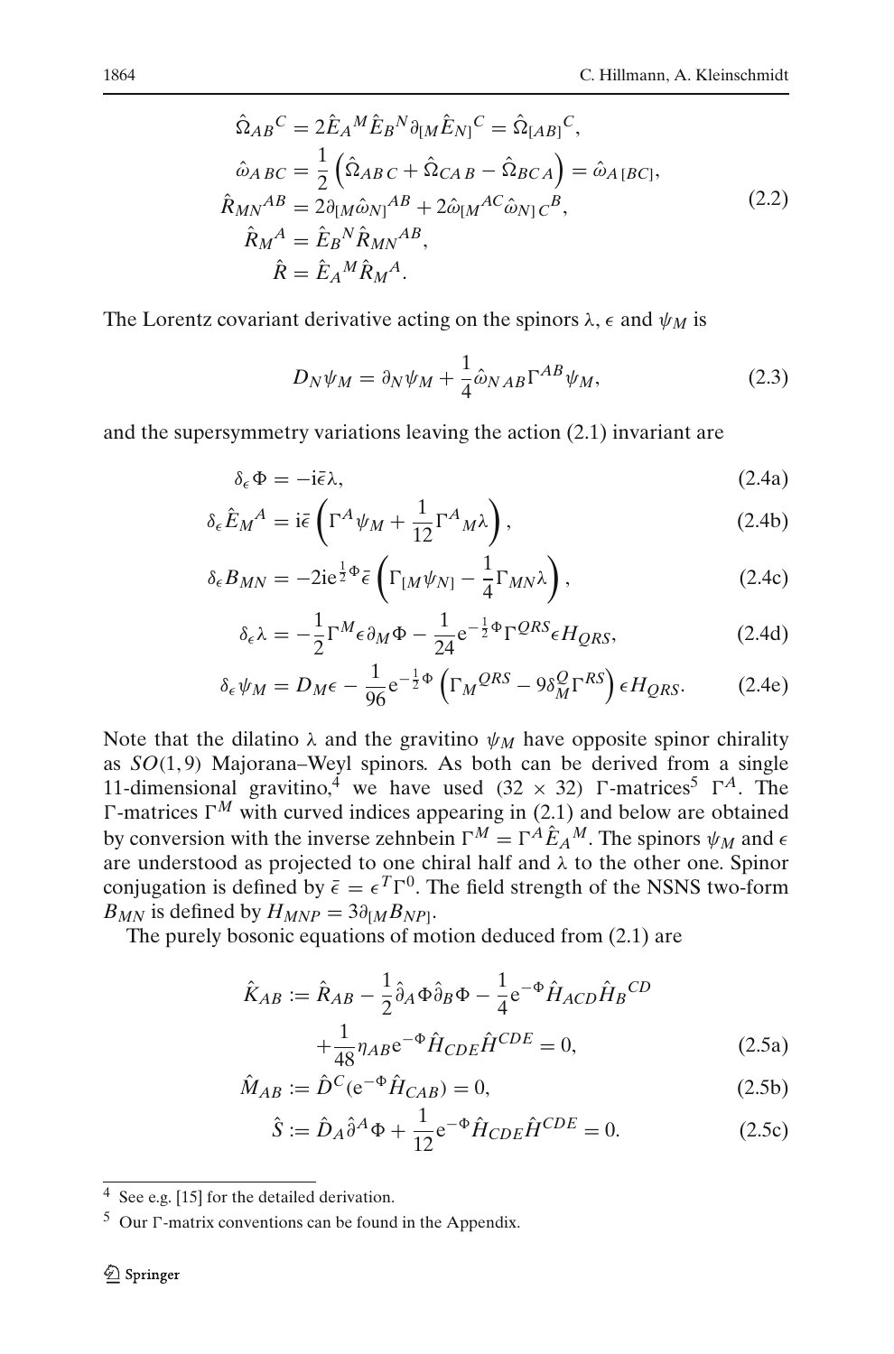$$
\begin{aligned}
\hat{\Omega}_{AB}{}^{C} &= 2\hat{E}_A{}^M \hat{E}_B{}^N \partial_{[M}\hat{E}_{N]}{}^C = \hat{\Omega}_{[AB]}{}^C,\\
\hat{\omega}_{A\,BC} &= \frac{1}{2}\left(\hat{\Omega}_{AB\,C} + \hat{\Omega}_{CA\,B} - \hat{\Omega}_{BC\,A}\right) = \hat{\omega}_{A\,[BC]},\\
\hat{R}_{MN}{}^{AB} &= 2\partial_{[M}\hat{\omega}_{N]}{}^{AB} + 2\hat{\omega}_{[M}{}^{AC}\hat{\omega}_{N]\,C}{}^{B},\\
\hat{R}_M{}^A &= \hat{E}_B{}^N \hat{R}_{MN}{}^{AB},\\
\hat{R} &= \hat{E}_A{}^M \hat{R}_M{}^A.
\end{aligned}
\tag{2.2}
$$

The Lorentz covariant derivative acting on the spinors $\lambda$, $\epsilon$ and $\psi_M$ is

$$
D_N\psi_M = \partial_N\psi_M + \frac{1}{4}\hat{\omega}_{N\,AB}\Gamma^{AB}\psi_M, \tag{2.3}
$$

and the supersymmetry variations leaving the action (2.1) invariant are

$$
\delta_\epsilon\Phi = -\mathrm{i}\bar{\epsilon}\lambda, \tag{2.4a}
$$

$$
\delta_\epsilon\hat{E}_M{}^A = \mathrm{i}\bar{\epsilon}\left(\Gamma^A\psi_M + \frac{1}{12}\Gamma^A{}_M\lambda\right), \tag{2.4b}
$$

$$
\delta_\epsilon B_{MN} = -2\mathrm{i}\mathrm{e}^{\frac{1}{2}\Phi}\bar{\epsilon}\left(\Gamma_{[M}\psi_{N]} - \frac{1}{4}\Gamma_{MN}\lambda\right), \tag{2.4c}
$$

$$
\delta_\epsilon\lambda = -\frac{1}{2}\Gamma^M\epsilon\,\partial_M\Phi - \frac{1}{24}\mathrm{e}^{-\frac{1}{2}\Phi}\Gamma^{QRS}\epsilon H_{QRS}, \tag{2.4d}
$$

$$
\delta_\epsilon\psi_M = D_M\epsilon - \frac{1}{96}\mathrm{e}^{-\frac{1}{2}\Phi}\left(\Gamma_M{}^{QRS} - 9\delta_M^Q\Gamma^{RS}\right)\epsilon H_{QRS}. \tag{2.4e}
$$

Note that the dilatino $\lambda$ and the gravitino $\psi_M$ have opposite spinor chirality as $SO(1,9)$ Majorana–Weyl spinors. As both can be derived from a single 11-dimensional gravitino,[4] we have used $(32 \times 32)$ $\Gamma$-matrices[5] $\Gamma^A$. The $\Gamma$-matrices $\Gamma^M$ with curved indices appearing in (2.1) and below are obtained by conversion with the inverse zehnbein $\Gamma^M = \Gamma^A\hat{E}_A{}^M$. The spinors $\psi_M$ and $\epsilon$ are understood as projected to one chiral half and $\lambda$ to the other one. Spinor conjugation is defined by $\bar{\epsilon} = \epsilon^T\Gamma^0$. The field strength of the NSNS two-form $B_{MN}$ is defined by $H_{MNP} = 3\partial_{[M}B_{NP]}$.

The purely bosonic equations of motion deduced from (2.1) are

$$
\begin{aligned}
\hat{K}_{AB} := \hat{R}_{AB} &- \frac{1}{2}\hat{\partial}_A\Phi\hat{\partial}_B\Phi - \frac{1}{4}\mathrm{e}^{-\Phi}\hat{H}_{ACD}\hat{H}_B{}^{CD}\\
&+ \frac{1}{48}\eta_{AB}\mathrm{e}^{-\Phi}\hat{H}_{CDE}\hat{H}^{CDE} = 0,
\end{aligned}
\tag{2.5a}
$$

$$
\hat{M}_{AB} := \hat{D}^C(\mathrm{e}^{-\Phi}\hat{H}_{CAB}) = 0, \tag{2.5b}
$$

$$
\hat{S} := \hat{D}_A\hat{\partial}^A\Phi + \frac{1}{12}\mathrm{e}^{-\Phi}\hat{H}_{CDE}\hat{H}^{CDE} = 0. \tag{2.5c}
$$

---

[4] See e.g. [15] for the detailed derivation.

[5] Our $\Gamma$-matrix conventions can be found in the Appendix.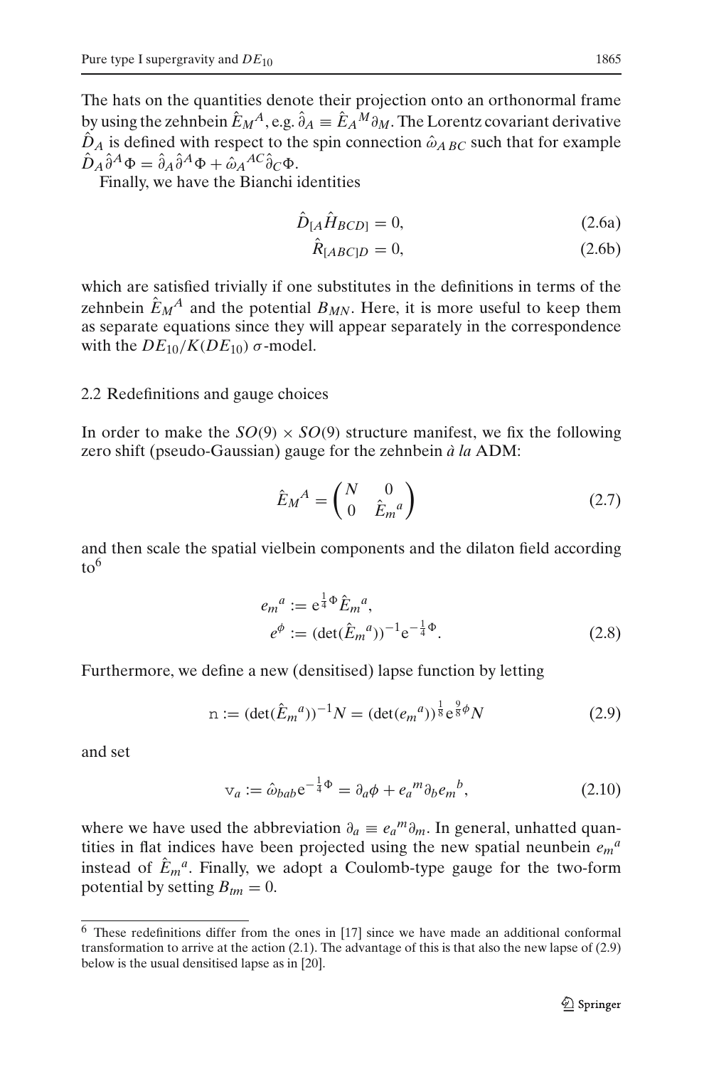The hats on the quantities denote their projection onto an orthonormal frame by using the zehnbein $\hat{E}_M{}^A$, e.g. $\hat{\partial}_A \equiv \hat{E}_A{}^M \partial_M$. The Lorentz covariant derivative $\hat{D}_A$ is defined with respect to the spin connection $\hat{\omega}_{A\,BC}$ such that for example $\hat{D}_A \hat{\partial}^A \Phi = \hat{\partial}_A \hat{\partial}^A \Phi + \hat{\omega}_A{}^{AC} \hat{\partial}_C \Phi$.

Finally, we have the Bianchi identities

$$
\hat{D}_{[A} \hat{H}_{BCD]} = 0, \tag{2.6a}
$$

$$
\hat{R}_{[ABC]D} = 0, \tag{2.6b}
$$

which are satisfied trivially if one substitutes in the definitions in terms of the zehnbein $\hat{E}_M{}^A$ and the potential $B_{MN}$. Here, it is more useful to keep them as separate equations since they will appear separately in the correspondence with the $DE_{10}/K(DE_{10})$ $\sigma$-model.

### 2.2 Redefinitions and gauge choices

In order to make the $SO(9) \times SO(9)$ structure manifest, we fix the following zero shift (pseudo-Gaussian) gauge for the zehnbein *à la* ADM:

$$
\hat{E}_M{}^A = \begin{pmatrix} N & 0 \\ 0 & \hat{E}_m{}^a \end{pmatrix} \tag{2.7}
$$

and then scale the spatial vielbein components and the dilaton field according to[6]

$$
\begin{aligned}
e_m{}^a &:= \mathrm{e}^{\frac{1}{4}\Phi} \hat{E}_m{}^a, \\
e^{\phi} &:= (\det(\hat{E}_m{}^a))^{-1} \mathrm{e}^{-\frac{1}{4}\Phi}.
\end{aligned} \tag{2.8}
$$

Furthermore, we define a new (densitised) lapse function by letting

$$
\mathrm{n} := (\det(\hat{E}_m{}^a))^{-1} N = (\det(e_m{}^a))^{\frac{1}{8}} \mathrm{e}^{\frac{9}{8}\phi} N \tag{2.9}
$$

and set

$$
\mathrm{v}_a := \hat{\omega}_{bab} \mathrm{e}^{-\frac{1}{4}\Phi} = \partial_a \phi + e_a{}^m \partial_b e_m{}^b, \tag{2.10}
$$

where we have used the abbreviation $\partial_a \equiv e_a{}^m \partial_m$. In general, unhatted quantities in flat indices have been projected using the new spatial neunbein $e_m{}^a$ instead of $\hat{E}_m{}^a$. Finally, we adopt a Coulomb-type gauge for the two-form potential by setting $B_{tm} = 0$.

---

[6] These redefinitions differ from the ones in [17] since we have made an additional conformal transformation to arrive at the action (2.1). The advantage of this is that also the new lapse of (2.9) below is the usual densitised lapse as in [20].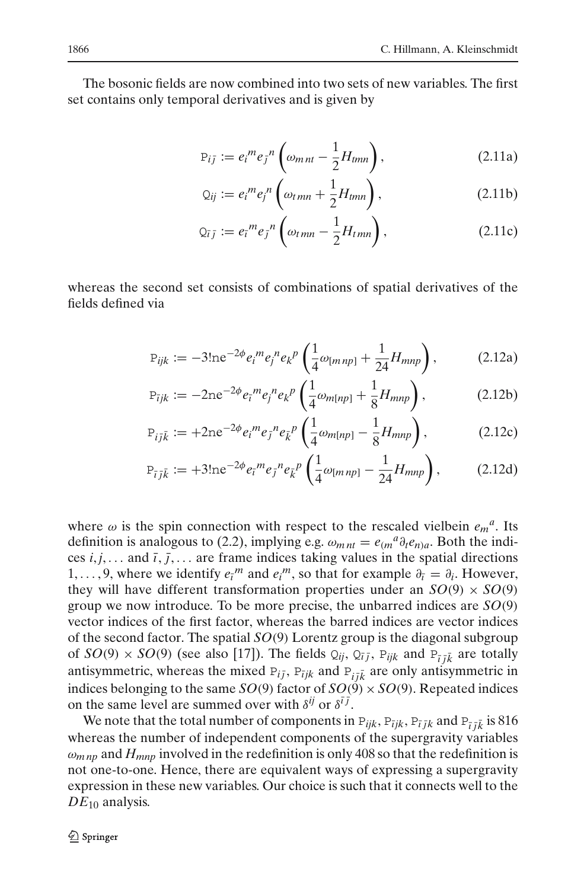The bosonic fields are now combined into two sets of new variables. The first set contains only temporal derivatives and is given by

$$\mathtt{P}_{i\bar{j}} := e_i{}^m e_{\bar{j}}{}^n \left( \omega_{m\,nt} - \frac{1}{2} H_{tmn} \right), \tag{2.11a}$$

$$\mathtt{Q}_{ij} := e_i{}^m e_j{}^n \left( \omega_{t\,mn} + \frac{1}{2} H_{tmn} \right), \tag{2.11b}$$

$$\mathtt{Q}_{\bar{i}\bar{j}} := e_{\bar{i}}{}^m e_{\bar{j}}{}^n \left( \omega_{t\,mn} - \frac{1}{2} H_{t\,mn} \right), \tag{2.11c}$$

whereas the second set consists of combinations of spatial derivatives of the fields defined via

$$\mathtt{P}_{ijk} := -3!\mathrm{n}e^{-2\phi} e_i{}^m e_j{}^n e_k{}^p \left( \frac{1}{4}\omega_{[m\,np]} + \frac{1}{24} H_{mnp} \right), \tag{2.12a}$$

$$\mathtt{P}_{\bar{i}jk} := -2\mathrm{n}e^{-2\phi} e_{\bar{i}}{}^m e_j{}^n e_k{}^p \left( \frac{1}{4}\omega_{m[np]} + \frac{1}{8} H_{mnp} \right), \tag{2.12b}$$

$$\mathtt{P}_{i\bar{j}\bar{k}} := +2\mathrm{n}e^{-2\phi} e_i{}^m e_{\bar{j}}{}^n e_{\bar{k}}{}^p \left( \frac{1}{4}\omega_{m[np]} - \frac{1}{8} H_{mnp} \right), \tag{2.12c}$$

$$\mathtt{P}_{\bar{i}\bar{j}\bar{k}} := +3!\mathrm{n}e^{-2\phi} e_{\bar{i}}{}^m e_{\bar{j}}{}^n e_{\bar{k}}{}^p \left( \frac{1}{4}\omega_{[m\,np]} - \frac{1}{24} H_{mnp} \right), \tag{2.12d}$$

where $\omega$ is the spin connection with respect to the rescaled vielbein $e_m{}^a$. Its definition is analogous to (2.2), implying e.g. $\omega_{m\,nt} = e_{(m}{}^a \partial_t e_{n)a}$. Both the indices $i, j, \ldots$ and $\bar{\imath}, \bar{\jmath}, \ldots$ are frame indices taking values in the spatial directions $1, \ldots, 9$, where we identify $e_{\bar{\imath}}{}^m$ and $e_i{}^m$, so that for example $\partial_{\bar{\imath}} = \partial_i$. However, they will have different transformation properties under an $SO(9) \times SO(9)$ group we now introduce. To be more precise, the unbarred indices are $SO(9)$ vector indices of the first factor, whereas the barred indices are vector indices of the second factor. The spatial $SO(9)$ Lorentz group is the diagonal subgroup of $SO(9) \times SO(9)$ (see also [17]). The fields $\mathtt{Q}_{ij}$, $\mathtt{Q}_{\bar{\imath}\bar{\jmath}}$, $\mathtt{P}_{ijk}$ and $\mathtt{P}_{\bar{\imath}\bar{\jmath}\bar{k}}$ are totally antisymmetric, whereas the mixed $\mathtt{P}_{i\bar{\jmath}}$, $\mathtt{P}_{\bar{\imath}jk}$ and $\mathtt{P}_{i\bar{\jmath}\bar{k}}$ are only antisymmetric in indices belonging to the same $SO(9)$ factor of $SO(9) \times SO(9)$. Repeated indices on the same level are summed over with $\delta^{ij}$ or $\delta^{\bar{\imath}\bar{\jmath}}$.

We note that the total number of components in $\mathtt{P}_{ijk}$, $\mathtt{P}_{\bar{\imath}jk}$, $\mathtt{P}_{i\bar{\jmath}\bar{k}}$ and $\mathtt{P}_{\bar{\imath}\bar{\jmath}\bar{k}}$ is 816 whereas the number of independent components of the supergravity variables $\omega_{m\,np}$ and $H_{mnp}$ involved in the redefinition is only 408 so that the redefinition is not one-to-one. Hence, there are equivalent ways of expressing a supergravity expression in these new variables. Our choice is such that it connects well to the $DE_{10}$ analysis.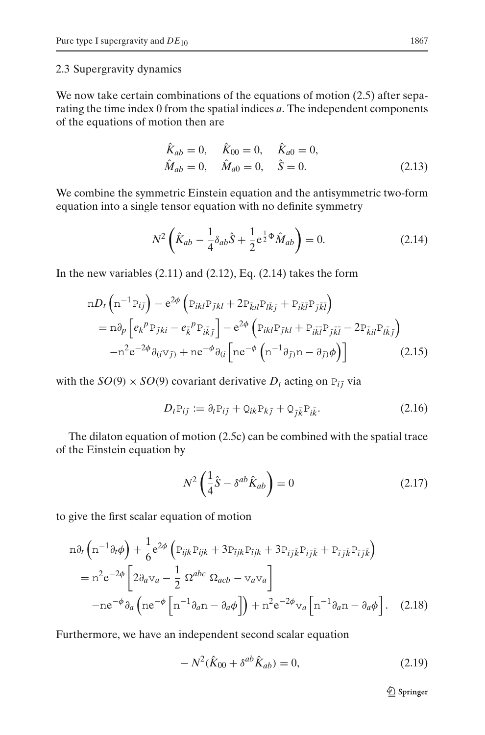### 2.3 Supergravity dynamics

We now take certain combinations of the equations of motion (2.5) after separating the time index 0 from the spatial indices $a$. The independent components of the equations of motion then are

$$
\begin{aligned}
\hat{K}_{ab} &= 0, \quad \hat{K}_{00} = 0, \quad \hat{K}_{a0} = 0, \\
\hat{M}_{ab} &= 0, \quad \hat{M}_{a0} = 0, \quad \hat{S} = 0.
\end{aligned} \tag{2.13}
$$

We combine the symmetric Einstein equation and the antisymmetric two-form equation into a single tensor equation with no definite symmetry

$$
N^2 \left( \hat{K}_{ab} - \frac{1}{4}\delta_{ab}\hat{S} + \frac{1}{2}\mathrm{e}^{\frac{1}{2}\Phi}\hat{M}_{ab} \right) = 0. \tag{2.14}
$$

In the new variables (2.11) and (2.12), Eq. (2.14) takes the form

$$
\begin{aligned}
&\mathrm{n}D_t\left(\mathrm{n}^{-1}\mathrm{P}_{i\bar{j}}\right) - \mathrm{e}^{2\phi}\left(\mathrm{P}_{ikl}\mathrm{P}_{\bar{j}kl} + 2\mathrm{P}_{\bar{k}il}\mathrm{P}_{l\bar{k}\bar{j}} + \mathrm{P}_{i\bar{k}\bar{l}}\mathrm{P}_{\bar{j}\bar{k}\bar{l}}\right) \\
&= \mathrm{n}\partial_p\left[e_k{}^p\mathrm{P}_{\bar{j}ki} - e_{\bar{k}}{}^p\mathrm{P}_{i\bar{k}\bar{j}}\right] - \mathrm{e}^{2\phi}\left(\mathrm{P}_{ikl}\mathrm{P}_{\bar{j}kl} + \mathrm{P}_{i\bar{k}\bar{l}}\mathrm{P}_{\bar{j}\bar{k}\bar{l}} - 2\mathrm{P}_{\bar{k}il}\mathrm{P}_{l\bar{k}\bar{j}}\right) \\
&\quad - \mathrm{n}^2\mathrm{e}^{-2\phi}\partial_{(i}\mathrm{v}_{\bar{j})} + \mathrm{n}\mathrm{e}^{-\phi}\partial_{(i}\left[\mathrm{n}\mathrm{e}^{-\phi}\left(\mathrm{n}^{-1}\partial_{\bar{j})}\mathrm{n} - \partial_{\bar{j})}\phi\right)\right]
\end{aligned} \tag{2.15}
$$

with the $SO(9)\times SO(9)$ covariant derivative $D_t$ acting on $\mathrm{P}_{i\bar{j}}$ via

$$
D_t\mathrm{P}_{i\bar{j}} := \partial_t\mathrm{P}_{i\bar{j}} + \mathrm{Q}_{ik}\mathrm{P}_{k\bar{j}} + \mathrm{Q}_{\bar{j}\bar{k}}\mathrm{P}_{i\bar{k}}. \tag{2.16}
$$

The dilaton equation of motion (2.5c) can be combined with the spatial trace of the Einstein equation by

$$
N^2\left(\frac{1}{4}\hat{S} - \delta^{ab}\hat{K}_{ab}\right) = 0 \tag{2.17}
$$

to give the first scalar equation of motion

$$
\begin{aligned}
&\mathrm{n}\partial_t\left(\mathrm{n}^{-1}\partial_t\phi\right) + \frac{1}{6}\mathrm{e}^{2\phi}\left(\mathrm{P}_{ijk}\mathrm{P}_{ijk} + 3\mathrm{P}_{\bar{i}jk}\mathrm{P}_{\bar{i}jk} + 3\mathrm{P}_{i\bar{j}\bar{k}}\mathrm{P}_{i\bar{j}\bar{k}} + \mathrm{P}_{\bar{i}\bar{j}\bar{k}}\mathrm{P}_{\bar{i}\bar{j}\bar{k}}\right) \\
&= \mathrm{n}^2\mathrm{e}^{-2\phi}\left[2\partial_a\mathrm{v}_a - \frac{1}{2}\,\Omega^{abc}\,\Omega_{acb} - \mathrm{v}_a\mathrm{v}_a\right] \\
&\quad - \mathrm{n}\mathrm{e}^{-\phi}\partial_a\left(\mathrm{n}\mathrm{e}^{-\phi}\left[\mathrm{n}^{-1}\partial_a\mathrm{n} - \partial_a\phi\right]\right) + \mathrm{n}^2\mathrm{e}^{-2\phi}\mathrm{v}_a\left[\mathrm{n}^{-1}\partial_a\mathrm{n} - \partial_a\phi\right].
\end{aligned} \tag{2.18}
$$

Furthermore, we have an independent second scalar equation

$$
-N^2(\hat{K}_{00} + \delta^{ab}\hat{K}_{ab}) = 0, \tag{2.19}
$$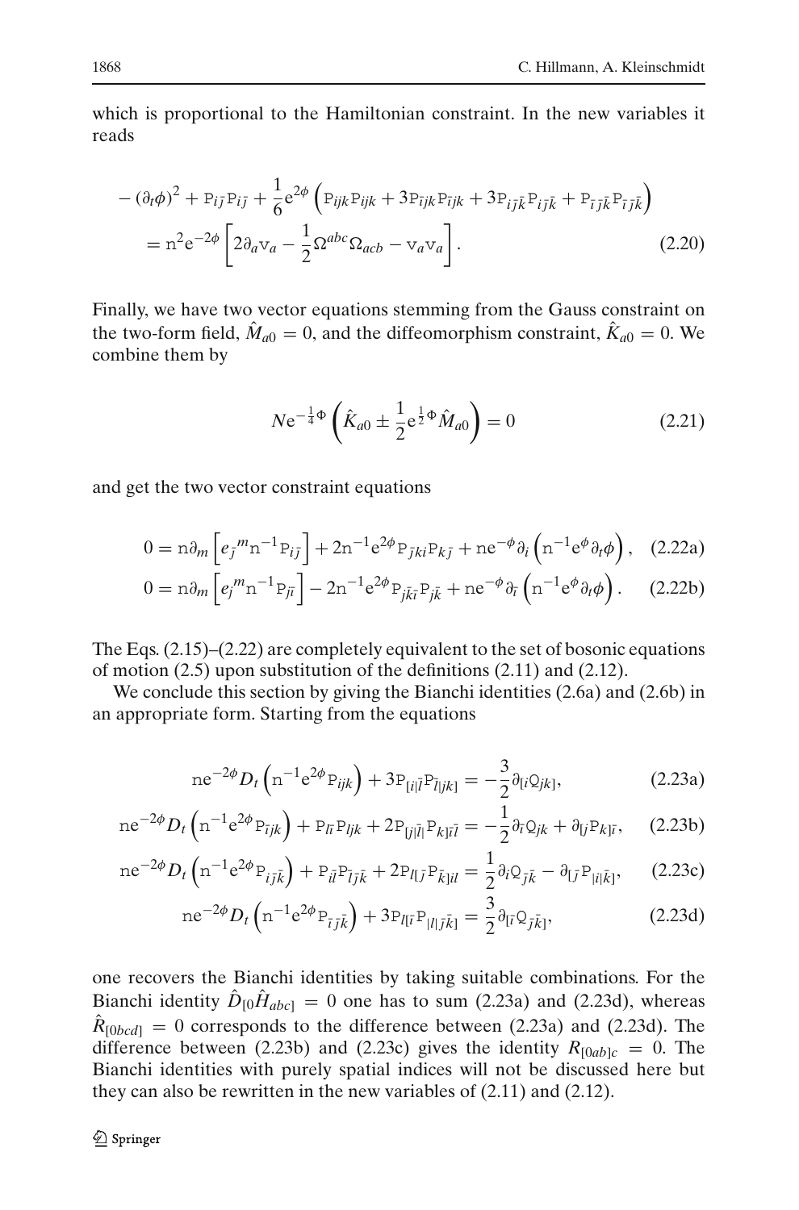which is proportional to the Hamiltonian constraint. In the new variables it reads

$$
\begin{aligned}
&-(\partial_t\phi)^2 + \mathtt{P}_{i\bar{j}}\mathtt{P}_{i\bar{j}} + \frac{1}{6}e^{2\phi}\left(\mathtt{P}_{ijk}\mathtt{P}_{ijk} + 3\mathtt{P}_{\bar{i}jk}\mathtt{P}_{\bar{i}jk} + 3\mathtt{P}_{i\bar{j}\bar{k}}\mathtt{P}_{i\bar{j}\bar{k}} + \mathtt{P}_{\bar{i}\bar{j}\bar{k}}\mathtt{P}_{\bar{i}\bar{j}\bar{k}}\right) \\
&\quad = \mathtt{n}^2 e^{-2\phi}\left[2\partial_a \mathtt{v}_a - \frac{1}{2}\Omega^{abc}\Omega_{acb} - \mathtt{v}_a\mathtt{v}_a\right].
\end{aligned} \tag{2.20}
$$

Finally, we have two vector equations stemming from the Gauss constraint on the two-form field, $\hat{M}_{a0} = 0$, and the diffeomorphism constraint, $\hat{K}_{a0} = 0$. We combine them by

$$
Ne^{-\frac{1}{4}\Phi}\left(\hat{K}_{a0} \pm \frac{1}{2}e^{\frac{1}{2}\Phi}\hat{M}_{a0}\right) = 0 \tag{2.21}
$$

and get the two vector constraint equations

$$
0 = \mathtt{n}\partial_m\left[e_{\bar{j}}{}^m \mathtt{n}^{-1}\mathtt{P}_{i\bar{j}}\right] + 2\mathtt{n}^{-1}e^{2\phi}\mathtt{P}_{\bar{j}ki}\mathtt{P}_{k\bar{j}} + \mathtt{n}e^{-\phi}\partial_i\left(\mathtt{n}^{-1}e^{\phi}\partial_t\phi\right), \tag{2.22a}
$$

$$
0 = \mathtt{n}\partial_m\left[e_j{}^m \mathtt{n}^{-1}\mathtt{P}_{j\bar{i}}\right] - 2\mathtt{n}^{-1}e^{2\phi}\mathtt{P}_{j\bar{k}\bar{i}}\mathtt{P}_{j\bar{k}} + \mathtt{n}e^{-\phi}\partial_{\bar{i}}\left(\mathtt{n}^{-1}e^{\phi}\partial_t\phi\right). \tag{2.22b}
$$

The Eqs. (2.15)–(2.22) are completely equivalent to the set of bosonic equations of motion (2.5) upon substitution of the definitions (2.11) and (2.12).

We conclude this section by giving the Bianchi identities (2.6a) and (2.6b) in an appropriate form. Starting from the equations

$$
\mathtt{n}e^{-2\phi}D_t\left(\mathtt{n}^{-1}e^{2\phi}\mathtt{P}_{ijk}\right) + 3\mathtt{P}_{[i|\bar{l}}\mathtt{P}_{\bar{l}|jk]} = -\frac{3}{2}\partial_{[i}\mathtt{Q}_{jk]}, \tag{2.23a}
$$

$$
\mathtt{n}e^{-2\phi}D_t\left(\mathtt{n}^{-1}e^{2\phi}\mathtt{P}_{\bar{i}jk}\right) + \mathtt{P}_{l\bar{i}}\mathtt{P}_{ljk} + 2\mathtt{P}_{[j|\bar{l}|}\mathtt{P}_{k]\bar{i}\bar{l}} = -\frac{1}{2}\partial_{\bar{i}}\mathtt{Q}_{jk} + \partial_{[j}\mathtt{P}_{k]\bar{i}}, \tag{2.23b}
$$

$$
\mathtt{n}e^{-2\phi}D_t\left(\mathtt{n}^{-1}e^{2\phi}\mathtt{P}_{i\bar{j}\bar{k}}\right) + \mathtt{P}_{i\bar{l}}\mathtt{P}_{\bar{l}\bar{j}\bar{k}} + 2\mathtt{P}_{l[\bar{j}}\mathtt{P}_{\bar{k}]il} = \frac{1}{2}\partial_i\mathtt{Q}_{\bar{j}\bar{k}} - \partial_{[\bar{j}}\mathtt{P}_{|i|\bar{k}]}, \tag{2.23c}
$$

$$
\mathtt{n}e^{-2\phi}D_t\left(\mathtt{n}^{-1}e^{2\phi}\mathtt{P}_{\bar{i}\bar{j}\bar{k}}\right) + 3\mathtt{P}_{l[\bar{i}}\mathtt{P}_{|l|\bar{j}\bar{k}]} = \frac{3}{2}\partial_{[\bar{i}}\mathtt{Q}_{\bar{j}\bar{k}]}, \tag{2.23d}
$$

one recovers the Bianchi identities by taking suitable combinations. For the Bianchi identity $\hat{D}_{[0}\hat{H}_{abc]} = 0$ one has to sum (2.23a) and (2.23d), whereas $\hat{R}_{[0bcd]} = 0$ corresponds to the difference between (2.23a) and (2.23d). The difference between (2.23b) and (2.23c) gives the identity $R_{[0ab]c} = 0$. The Bianchi identities with purely spatial indices will not be discussed here but they can also be rewritten in the new variables of (2.11) and (2.12).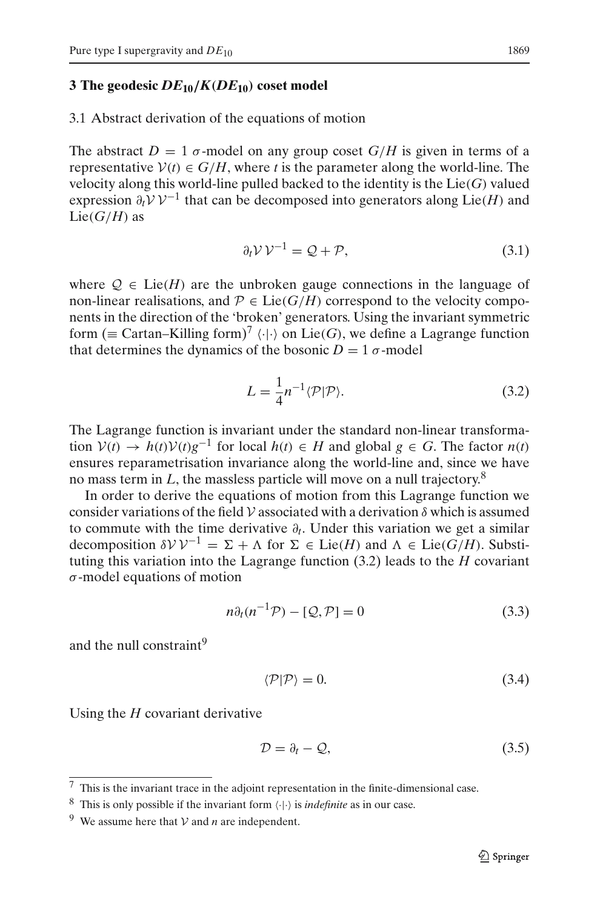## 3 The geodesic $DE_{10}/K(DE_{10})$ coset model

### 3.1 Abstract derivation of the equations of motion

The abstract $D = 1$ $\sigma$-model on any group coset $G/H$ is given in terms of a representative $\mathcal{V}(t) \in G/H$, where $t$ is the parameter along the world-line. The velocity along this world-line pulled backed to the identity is the Lie$(G)$ valued expression $\partial_t \mathcal{V}\,\mathcal{V}^{-1}$ that can be decomposed into generators along Lie$(H)$ and Lie$(G/H)$ as

$$\partial_t \mathcal{V}\,\mathcal{V}^{-1} = \mathcal{Q} + \mathcal{P}, \tag{3.1}$$

where $\mathcal{Q} \in \text{Lie}(H)$ are the unbroken gauge connections in the language of non-linear realisations, and $\mathcal{P} \in \text{Lie}(G/H)$ correspond to the velocity components in the direction of the 'broken' generators. Using the invariant symmetric form ($\equiv$ Cartan–Killing form)[7] $\langle\cdot|\cdot\rangle$ on Lie$(G)$, we define a Lagrange function that determines the dynamics of the bosonic $D = 1$ $\sigma$-model

$$L = \frac{1}{4} n^{-1} \langle \mathcal{P} | \mathcal{P} \rangle. \tag{3.2}$$

The Lagrange function is invariant under the standard non-linear transformation $\mathcal{V}(t) \to h(t)\mathcal{V}(t)g^{-1}$ for local $h(t) \in H$ and global $g \in G$. The factor $n(t)$ ensures reparametrisation invariance along the world-line and, since we have no mass term in $L$, the massless particle will move on a null trajectory.[8]

In order to derive the equations of motion from this Lagrange function we consider variations of the field $\mathcal{V}$ associated with a derivation $\delta$ which is assumed to commute with the time derivative $\partial_t$. Under this variation we get a similar decomposition $\delta\mathcal{V}\,\mathcal{V}^{-1} = \Sigma + \Lambda$ for $\Sigma \in \text{Lie}(H)$ and $\Lambda \in \text{Lie}(G/H)$. Substituting this variation into the Lagrange function (3.2) leads to the $H$ covariant $\sigma$-model equations of motion

$$n\partial_t (n^{-1}\mathcal{P}) - [\mathcal{Q}, \mathcal{P}] = 0 \tag{3.3}$$

and the null constraint[9]

$$\langle \mathcal{P} | \mathcal{P} \rangle = 0. \tag{3.4}$$

Using the $H$ covariant derivative

$$\mathcal{D} = \partial_t - \mathcal{Q}, \tag{3.5}$$

---

[7] This is the invariant trace in the adjoint representation in the finite-dimensional case.

[8] This is only possible if the invariant form $\langle\cdot|\cdot\rangle$ is *indefinite* as in our case.

[9] We assume here that $\mathcal{V}$ and $n$ are independent.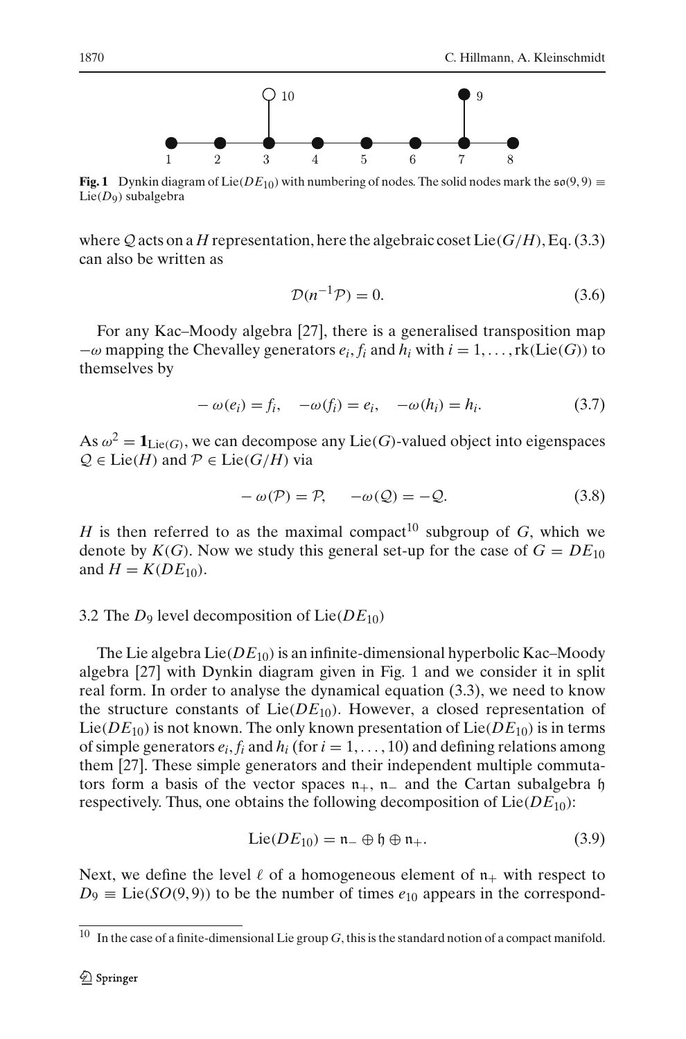Fig. 1 Dynkin diagram of $\mathrm{Lie}(DE_{10})$ with numbering of nodes. The solid nodes mark the $\mathfrak{so}(9,9) \equiv \mathrm{Lie}(D_9)$ subalgebra

where $\mathcal{Q}$ acts on a $H$ representation, here the algebraic coset $\mathrm{Lie}(G/H)$, Eq. (3.3) can also be written as

$$\mathcal{D}(n^{-1}\mathcal{P}) = 0. \tag{3.6}$$

For any Kac–Moody algebra [27], there is a generalised transposition map $-\omega$ mapping the Chevalley generators $e_i, f_i$ and $h_i$ with $i = 1, \ldots, \mathrm{rk}(\mathrm{Lie}(G))$ to themselves by

$$-\omega(e_i) = f_i, \quad -\omega(f_i) = e_i, \quad -\omega(h_i) = h_i. \tag{3.7}$$

As $\omega^2 = \mathbf{1}_{\mathrm{Lie}(G)}$, we can decompose any $\mathrm{Lie}(G)$-valued object into eigenspaces $\mathcal{Q} \in \mathrm{Lie}(H)$ and $\mathcal{P} \in \mathrm{Lie}(G/H)$ via

$$-\omega(\mathcal{P}) = \mathcal{P}, \quad -\omega(\mathcal{Q}) = -\mathcal{Q}. \tag{3.8}$$

$H$ is then referred to as the maximal compact[10] subgroup of $G$, which we denote by $K(G)$. Now we study this general set-up for the case of $G = DE_{10}$ and $H = K(DE_{10})$.

### 3.2 The $D_9$ level decomposition of $\mathrm{Lie}(DE_{10})$

The Lie algebra $\mathrm{Lie}(DE_{10})$ is an infinite-dimensional hyperbolic Kac–Moody algebra [27] with Dynkin diagram given in Fig. 1 and we consider it in split real form. In order to analyse the dynamical equation (3.3), we need to know the structure constants of $\mathrm{Lie}(DE_{10})$. However, a closed representation of $\mathrm{Lie}(DE_{10})$ is not known. The only known presentation of $\mathrm{Lie}(DE_{10})$ is in terms of simple generators $e_i, f_i$ and $h_i$ (for $i = 1, \ldots, 10$) and defining relations among them [27]. These simple generators and their independent multiple commutators form a basis of the vector spaces $\mathfrak{n}_+$, $\mathfrak{n}_-$ and the Cartan subalgebra $\mathfrak{h}$ respectively. Thus, one obtains the following decomposition of $\mathrm{Lie}(DE_{10})$:

$$\mathrm{Lie}(DE_{10}) = \mathfrak{n}_- \oplus \mathfrak{h} \oplus \mathfrak{n}_+. \tag{3.9}$$

Next, we define the level $\ell$ of a homogeneous element of $\mathfrak{n}_+$ with respect to $D_9 \equiv \mathrm{Lie}(SO(9,9))$ to be the number of times $e_{10}$ appears in the correspond-

[10] In the case of a finite-dimensional Lie group $G$, this is the standard notion of a compact manifold.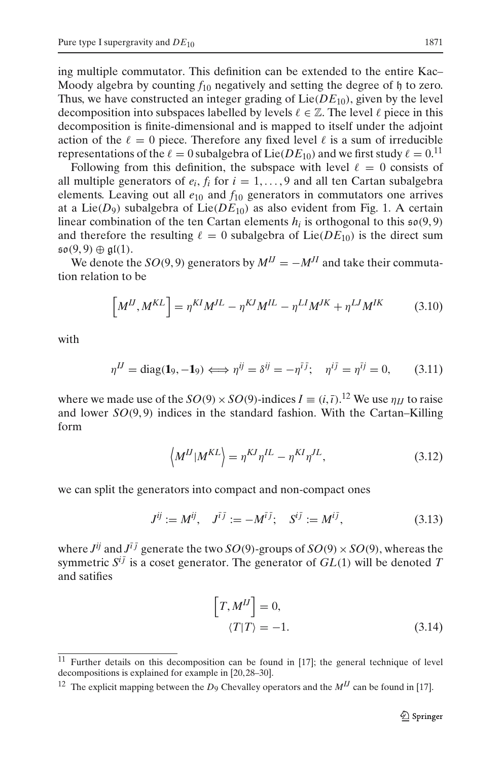ing multiple commutator. This definition can be extended to the entire Kac–Moody algebra by counting $f_{10}$ negatively and setting the degree of $\mathfrak{h}$ to zero. Thus, we have constructed an integer grading of $\mathrm{Lie}(DE_{10})$, given by the level decomposition into subspaces labelled by levels $\ell \in \mathbb{Z}$. The level $\ell$ piece in this decomposition is finite-dimensional and is mapped to itself under the adjoint action of the $\ell = 0$ piece. Therefore any fixed level $\ell$ is a sum of irreducible representations of the $\ell = 0$ subalgebra of $\mathrm{Lie}(DE_{10})$ and we first study $\ell = 0$.[11]

Following from this definition, the subspace with level $\ell = 0$ consists of all multiple generators of $e_i, f_i$ for $i = 1, \ldots, 9$ and all ten Cartan subalgebra elements. Leaving out all $e_{10}$ and $f_{10}$ generators in commutators one arrives at a $\mathrm{Lie}(D_9)$ subalgebra of $\mathrm{Lie}(DE_{10})$ as also evident from Fig. 1. A certain linear combination of the ten Cartan elements $h_i$ is orthogonal to this $\mathfrak{so}(9,9)$ and therefore the resulting $\ell = 0$ subalgebra of $\mathrm{Lie}(DE_{10})$ is the direct sum $\mathfrak{so}(9,9) \oplus \mathfrak{gl}(1)$.

We denote the $SO(9,9)$ generators by $M^{IJ} = -M^{JI}$ and take their commutation relation to be

$$\left[M^{IJ}, M^{KL}\right] = \eta^{KI}M^{JL} - \eta^{KJ}M^{IL} - \eta^{LI}M^{JK} + \eta^{LJ}M^{IK} \tag{3.10}$$

with

$$\eta^{IJ} = \mathrm{diag}(\mathbf{1}_9, -\mathbf{1}_9) \Longleftrightarrow \eta^{ij} = \delta^{ij} = -\eta^{\bar{i}\bar{j}}; \quad \eta^{i\bar{j}} = \eta^{\bar{i}j} = 0, \tag{3.11}$$

where we made use of the $SO(9) \times SO(9)$-indices $I \equiv (i, \bar{\imath})$.[12] We use $\eta_{IJ}$ to raise and lower $SO(9,9)$ indices in the standard fashion. With the Cartan–Killing form

$$\left\langle M^{IJ} | M^{KL} \right\rangle = \eta^{KJ}\eta^{IL} - \eta^{KI}\eta^{JL}, \tag{3.12}$$

we can split the generators into compact and non-compact ones

$$J^{ij} := M^{ij}, \quad J^{\bar{i}\bar{j}} := -M^{\bar{i}\bar{j}}; \quad S^{i\bar{j}} := M^{i\bar{j}}, \tag{3.13}$$

where $J^{ij}$ and $J^{\bar{i}\bar{j}}$ generate the two $SO(9)$-groups of $SO(9) \times SO(9)$, whereas the symmetric $S^{i\bar{j}}$ is a coset generator. The generator of $GL(1)$ will be denoted $T$ and satifies

$$\begin{aligned} \left[T, M^{IJ}\right] &= 0, \\ \langle T | T \rangle &= -1. \end{aligned} \tag{3.14}$$

---

[11] Further details on this decomposition can be found in [17]; the general technique of level decompositions is explained for example in [20,28–30].

[12] The explicit mapping between the $D_9$ Chevalley operators and the $M^{IJ}$ can be found in [17].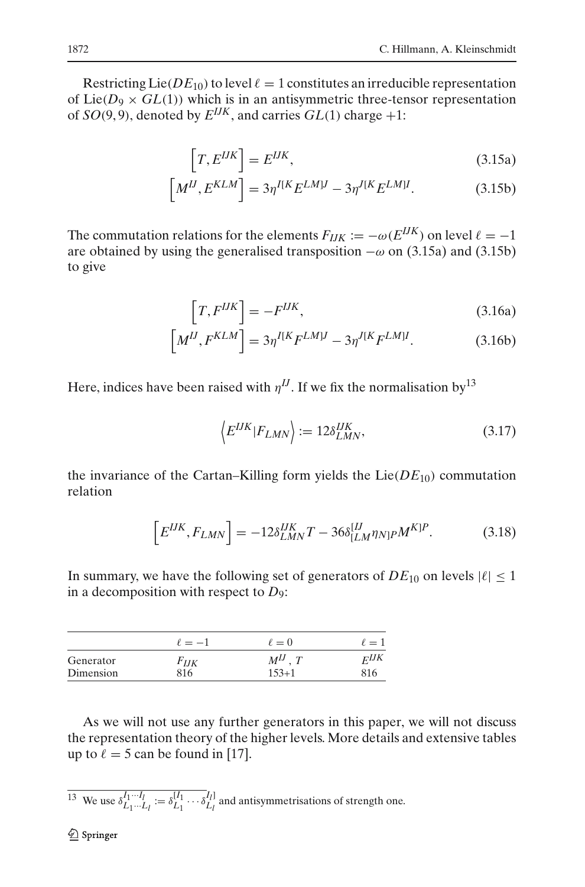Restricting $\mathrm{Lie}(DE_{10})$ to level $\ell = 1$ constitutes an irreducible representation of $\mathrm{Lie}(D_9 \times GL(1))$ which is in an antisymmetric three-tensor representation of $SO(9,9)$, denoted by $E^{IJK}$, and carries $GL(1)$ charge $+1$:

$$\left[T, E^{IJK}\right] = E^{IJK}, \tag{3.15a}$$

$$\left[M^{IJ}, E^{KLM}\right] = 3\eta^{I[K}E^{LM]J} - 3\eta^{J[K}E^{LM]I}. \tag{3.15b}$$

The commutation relations for the elements $F_{IJK} := -\omega(E^{IJK})$ on level $\ell = -1$ are obtained by using the generalised transposition $-\omega$ on (3.15a) and (3.15b) to give

$$\left[T, F^{IJK}\right] = -F^{IJK}, \tag{3.16a}$$

$$\left[M^{IJ}, F^{KLM}\right] = 3\eta^{I[K}F^{LM]J} - 3\eta^{J[K}F^{LM]I}. \tag{3.16b}$$

Here, indices have been raised with $\eta^{IJ}$. If we fix the normalisation by[13]

$$\left\langle E^{IJK} | F_{LMN} \right\rangle := 12\delta^{IJK}_{LMN}, \tag{3.17}$$

the invariance of the Cartan–Killing form yields the $\mathrm{Lie}(DE_{10})$ commutation relation

$$\left[E^{IJK}, F_{LMN}\right] = -12\delta^{IJK}_{LMN}T - 36\delta^{[IJ}_{[LM}\eta_{N]P}M^{K]P}. \tag{3.18}$$

In summary, we have the following set of generators of $DE_{10}$ on levels $|\ell| \leq 1$ in a decomposition with respect to $D_9$:

| | $\ell = -1$ | $\ell = 0$ | $\ell = 1$ |
|---|---|---|---|
| Generator | $F_{IJK}$ | $M^{IJ}$, $T$ | $E^{IJK}$ |
| Dimension | 816 | 153+1 | 816 |

As we will not use any further generators in this paper, we will not discuss the representation theory of the higher levels. More details and extensive tables up to $\ell = 5$ can be found in [17].

[13] We use $\delta^{I_1 \cdots I_l}_{L_1 \cdots L_l} := \delta^{[I_1}_{L_1} \cdots \delta^{I_l]}_{L_l}$ and antisymmetrisations of strength one.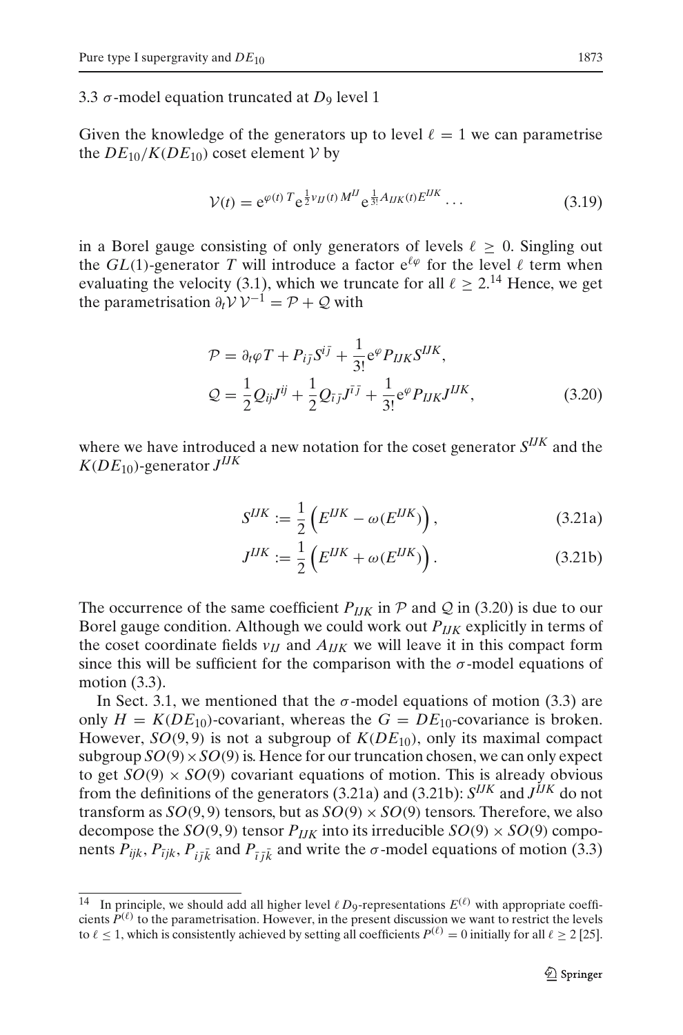### 3.3 $\sigma$-model equation truncated at $D_9$ level 1

Given the knowledge of the generators up to level $\ell = 1$ we can parametrise the $DE_{10}/K(DE_{10})$ coset element $\mathcal{V}$ by

$$\mathcal{V}(t) = \mathrm{e}^{\varphi(t)\, T} \mathrm{e}^{\frac{1}{2} v_{IJ}(t)\, M^{IJ}} \mathrm{e}^{\frac{1}{3!} A_{IJK}(t) E^{IJK}} \cdots \tag{3.19}$$

in a Borel gauge consisting of only generators of levels $\ell \geq 0$. Singling out the $GL(1)$-generator $T$ will introduce a factor $\mathrm{e}^{\ell\varphi}$ for the level $\ell$ term when evaluating the velocity (3.1), which we truncate for all $\ell \geq 2$.[14] Hence, we get the parametrisation $\partial_t \mathcal{V}\, \mathcal{V}^{-1} = \mathcal{P} + \mathcal{Q}$ with

$$\begin{aligned}
\mathcal{P} &= \partial_t \varphi T + P_{i\bar{j}} S^{i\bar{j}} + \frac{1}{3!} \mathrm{e}^{\varphi} P_{IJK} S^{IJK}, \\
\mathcal{Q} &= \frac{1}{2} Q_{ij} J^{ij} + \frac{1}{2} Q_{\bar{i}\bar{j}} J^{\bar{i}\bar{j}} + \frac{1}{3!} \mathrm{e}^{\varphi} P_{IJK} J^{IJK},
\end{aligned} \tag{3.20}$$

where we have introduced a new notation for the coset generator $S^{IJK}$ and the $K(DE_{10})$-generator $J^{IJK}$

$$S^{IJK} := \frac{1}{2} \left( E^{IJK} - \omega(E^{IJK}) \right), \tag{3.21a}$$

$$J^{IJK} := \frac{1}{2} \left( E^{IJK} + \omega(E^{IJK}) \right). \tag{3.21b}$$

The occurrence of the same coefficient $P_{IJK}$ in $\mathcal{P}$ and $\mathcal{Q}$ in (3.20) is due to our Borel gauge condition. Although we could work out $P_{IJK}$ explicitly in terms of the coset coordinate fields $v_{IJ}$ and $A_{IJK}$ we will leave it in this compact form since this will be sufficient for the comparison with the $\sigma$-model equations of motion (3.3).

In Sect. 3.1, we mentioned that the $\sigma$-model equations of motion (3.3) are only $H = K(DE_{10})$-covariant, whereas the $G = DE_{10}$-covariance is broken. However, $SO(9,9)$ is not a subgroup of $K(DE_{10})$, only its maximal compact subgroup $SO(9) \times SO(9)$ is. Hence for our truncation chosen, we can only expect to get $SO(9) \times SO(9)$ covariant equations of motion. This is already obvious from the definitions of the generators (3.21a) and (3.21b): $S^{IJK}$ and $J^{IJK}$ do not transform as $SO(9,9)$ tensors, but as $SO(9) \times SO(9)$ tensors. Therefore, we also decompose the $SO(9,9)$ tensor $P_{IJK}$ into its irreducible $SO(9) \times SO(9)$ components $P_{ijk}$, $P_{\bar{i}jk}$, $P_{i\bar{j}\bar{k}}$ and $P_{\bar{i}\bar{j}\bar{k}}$ and write the $\sigma$-model equations of motion (3.3)

---

[14] In principle, we should add all higher level $\ell\, D_9$-representations $E^{(\ell)}$ with appropriate coefficients $P^{(\ell)}$ to the parametrisation. However, in the present discussion we want to restrict the levels to $\ell \leq 1$, which is consistently achieved by setting all coefficients $P^{(\ell)} = 0$ initially for all $\ell \geq 2$ [25].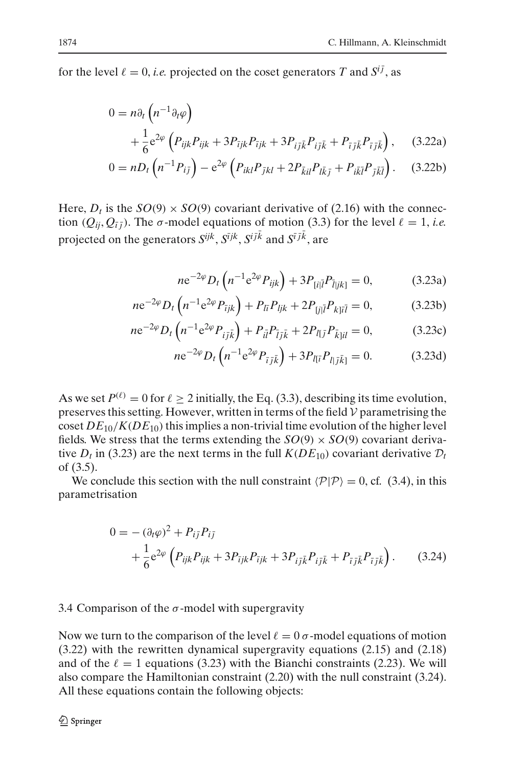for the level $\ell = 0$, *i.e.* projected on the coset generators $T$ and $S^{i\bar{j}}$, as

$$
\begin{aligned}
0 &= n\partial_t \left(n^{-1}\partial_t\varphi\right) \\
&\quad + \frac{1}{6}\mathrm{e}^{2\varphi}\left(P_{ijk}P_{ijk} + 3P_{\bar{i}jk}P_{\bar{i}jk} + 3P_{i\bar{j}\bar{k}}P_{i\bar{j}\bar{k}} + P_{\bar{i}\bar{j}\bar{k}}P_{\bar{i}\bar{j}\bar{k}}\right), \qquad (3.22\text{a}) \\
0 &= nD_t\left(n^{-1}P_{i\bar{j}}\right) - \mathrm{e}^{2\varphi}\left(P_{ikl}P_{\bar{j}kl} + 2P_{\bar{k}il}P_{l\bar{k}\bar{j}} + P_{i\bar{k}\bar{l}}P_{\bar{j}\bar{k}\bar{l}}\right). \qquad (3.22\text{b})
\end{aligned}
$$

Here, $D_t$ is the $SO(9)\times SO(9)$ covariant derivative of (2.16) with the connection $(Q_{ij}, Q_{\bar{i}\bar{j}})$. The $\sigma$-model equations of motion (3.3) for the level $\ell = 1$, *i.e.* projected on the generators $S^{ijk}$, $S^{\bar{i}jk}$, $S^{i\bar{j}\bar{k}}$ and $S^{\bar{i}\bar{j}\bar{k}}$, are

$$
\begin{aligned}
n\mathrm{e}^{-2\varphi}D_t\left(n^{-1}\mathrm{e}^{2\varphi}P_{ijk}\right) + 3P_{[i|\bar{l}}P_{\bar{l}|jk]} &= 0, \qquad (3.23\text{a}) \\
n\mathrm{e}^{-2\varphi}D_t\left(n^{-1}\mathrm{e}^{2\varphi}P_{\bar{i}jk}\right) + P_{l\bar{i}}P_{ljk} + 2P_{[j|\bar{l}}P_{k]\bar{i}\bar{l}} &= 0, \qquad (3.23\text{b}) \\
n\mathrm{e}^{-2\varphi}D_t\left(n^{-1}\mathrm{e}^{2\varphi}P_{i\bar{j}\bar{k}}\right) + P_{i\bar{l}}P_{\bar{l}\bar{j}\bar{k}} + 2P_{l[\bar{j}}P_{\bar{k}]il} &= 0, \qquad (3.23\text{c}) \\
n\mathrm{e}^{-2\varphi}D_t\left(n^{-1}\mathrm{e}^{2\varphi}P_{\bar{i}\bar{j}\bar{k}}\right) + 3P_{l[\bar{i}}P_{l|\bar{j}\bar{k}]} &= 0. \qquad (3.23\text{d})
\end{aligned}
$$

As we set $P^{(\ell)} = 0$ for $\ell \geq 2$ initially, the Eq. (3.3), describing its time evolution, preserves this setting. However, written in terms of the field $\mathcal{V}$ parametrising the coset $DE_{10}/K(DE_{10})$ this implies a non-trivial time evolution of the higher level fields. We stress that the terms extending the $SO(9)\times SO(9)$ covariant derivative $D_t$ in (3.23) are the next terms in the full $K(DE_{10})$ covariant derivative $\mathcal{D}_t$ of (3.5).

We conclude this section with the null constraint $\langle\mathcal{P}|\mathcal{P}\rangle = 0$, cf. (3.4), in this parametrisation

$$
\begin{aligned}
0 &= -(\partial_t\varphi)^2 + P_{i\bar{j}}P_{i\bar{j}} \\
&\quad + \frac{1}{6}\mathrm{e}^{2\varphi}\left(P_{ijk}P_{ijk} + 3P_{\bar{i}jk}P_{\bar{i}jk} + 3P_{i\bar{j}\bar{k}}P_{i\bar{j}\bar{k}} + P_{\bar{i}\bar{j}\bar{k}}P_{\bar{i}\bar{j}\bar{k}}\right). \qquad (3.24)
\end{aligned}
$$

### 3.4 Comparison of the $\sigma$-model with supergravity

Now we turn to the comparison of the level $\ell = 0$ $\sigma$-model equations of motion (3.22) with the rewritten dynamical supergravity equations (2.15) and (2.18) and of the $\ell = 1$ equations (3.23) with the Bianchi constraints (2.23). We will also compare the Hamiltonian constraint (2.20) with the null constraint (3.24). All these equations contain the following objects: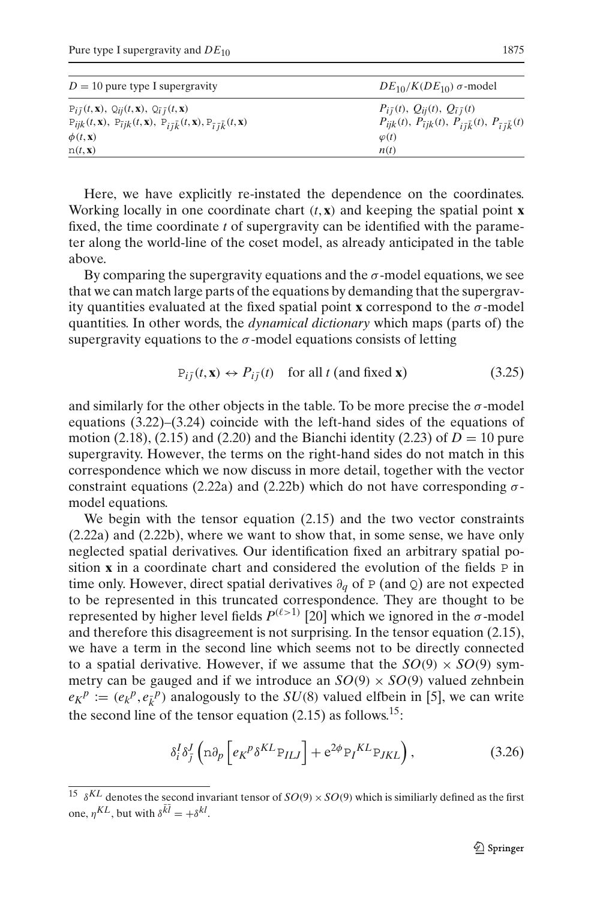| $D = 10$ pure type I supergravity | $DE_{10}/K(DE_{10})$ $\sigma$-model |
|---|---|
| $\mathtt{P}_{i\bar{j}}(t,\mathbf{x})$, $\mathtt{Q}_{ij}(t,\mathbf{x})$, $\mathtt{Q}_{\bar{i}\bar{j}}(t,\mathbf{x})$ | $P_{i\bar{j}}(t)$, $Q_{ij}(t)$, $Q_{\bar{i}\bar{j}}(t)$ |
| $\mathtt{P}_{ijk}(t,\mathbf{x})$, $\mathtt{P}_{\bar{i}jk}(t,\mathbf{x})$, $\mathtt{P}_{i\bar{j}\bar{k}}(t,\mathbf{x})$, $\mathtt{P}_{\bar{i}\bar{j}\bar{k}}(t,\mathbf{x})$ | $P_{ijk}(t)$, $P_{\bar{i}jk}(t)$, $P_{i\bar{j}\bar{k}}(t)$, $P_{\bar{i}\bar{j}\bar{k}}(t)$ |
| $\phi(t,\mathbf{x})$ | $\varphi(t)$ |
| $\mathtt{n}(t,\mathbf{x})$ | $n(t)$ |

Here, we have explicitly re-instated the dependence on the coordinates. Working locally in one coordinate chart $(t,\mathbf{x})$ and keeping the spatial point $\mathbf{x}$ fixed, the time coordinate $t$ of supergravity can be identified with the parameter along the world-line of the coset model, as already anticipated in the table above.

By comparing the supergravity equations and the $\sigma$-model equations, we see that we can match large parts of the equations by demanding that the supergravity quantities evaluated at the fixed spatial point $\mathbf{x}$ correspond to the $\sigma$-model quantities. In other words, the *dynamical dictionary* which maps (parts of) the supergravity equations to the $\sigma$-model equations consists of letting

$$\mathtt{P}_{i\bar{j}}(t,\mathbf{x}) \leftrightarrow P_{i\bar{j}}(t) \quad \text{for all } t \text{ (and fixed } \mathbf{x}) \tag{3.25}$$

and similarly for the other objects in the table. To be more precise the $\sigma$-model equations (3.22)–(3.24) coincide with the left-hand sides of the equations of motion (2.18), (2.15) and (2.20) and the Bianchi identity (2.23) of $D = 10$ pure supergravity. However, the terms on the right-hand sides do not match in this correspondence which we now discuss in more detail, together with the vector constraint equations (2.22a) and (2.22b) which do not have corresponding $\sigma$-model equations.

We begin with the tensor equation (2.15) and the two vector constraints (2.22a) and (2.22b), where we want to show that, in some sense, we have only neglected spatial derivatives. Our identification fixed an arbitrary spatial position $\mathbf{x}$ in a coordinate chart and considered the evolution of the fields $\mathtt{P}$ in time only. However, direct spatial derivatives $\partial_q$ of $\mathtt{P}$ (and $\mathtt{Q}$) are not expected to be represented in this truncated correspondence. They are thought to be represented by higher level fields $P^{(\ell>1)}$ [20] which we ignored in the $\sigma$-model and therefore this disagreement is not surprising. In the tensor equation (2.15), we have a term in the second line which seems not to be directly connected to a spatial derivative. However, if we assume that the $SO(9) \times SO(9)$ symmetry can be gauged and if we introduce an $SO(9) \times SO(9)$ valued zehnbein $e_K{}^p := (e_k{}^p, e_{\bar{k}}{}^p)$ analogously to the $SU(8)$ valued elfbein in [5], we can write the second line of the tensor equation (2.15) as follows.[15]:

$$\delta_i^I \delta_{\bar{j}}^J \left( \mathtt{n}\partial_p \left[ e_K{}^p \delta^{KL} \mathtt{P}_{ILJ} \right] + \mathrm{e}^{2\phi} \mathtt{P}_I{}^{KL} \mathtt{P}_{JKL} \right), \tag{3.26}$$

[15] $\delta^{KL}$ denotes the second invariant tensor of $SO(9) \times SO(9)$ which is similiarly defined as the first one, $\eta^{KL}$, but with $\delta^{\bar{k}\bar{l}} = +\delta^{kl}$.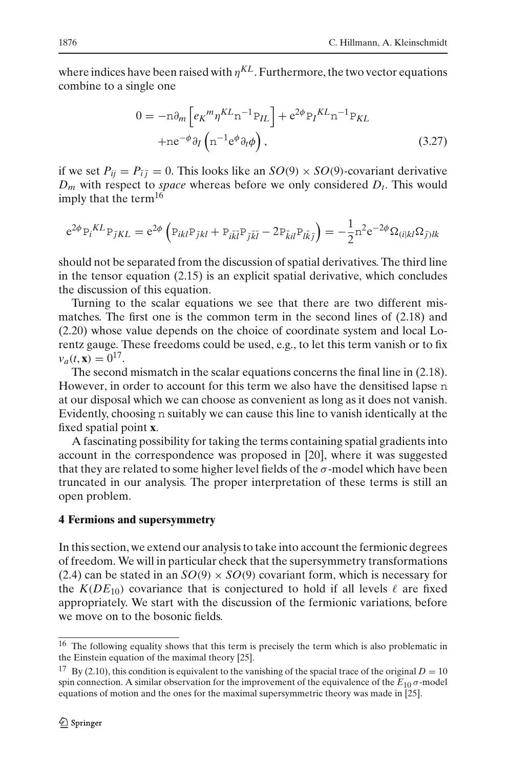where indices have been raised with $\eta^{KL}$. Furthermore, the two vector equations combine to a single one

$$
\begin{aligned}
0 = & -\mathrm{n}\partial_m \left[ e_K{}^m \eta^{KL} \mathrm{n}^{-1} \mathrm{P}_{IL} \right] + \mathrm{e}^{2\phi} \mathrm{P}_I{}^{KL} \mathrm{n}^{-1} \mathrm{P}_{KL} \\
& + \mathrm{n} \mathrm{e}^{-\phi} \partial_I \left( \mathrm{n}^{-1} \mathrm{e}^{\phi} \partial_t \phi \right),
\end{aligned}
\tag{3.27}
$$

if we set $P_{ij} = P_{\bar{i}\bar{j}} = 0$. This looks like an $SO(9) \times SO(9)$-covariant derivative $D_m$ with respect to *space* whereas before we only considered $D_t$. This would imply that the term[16]

$$
\mathrm{e}^{2\phi} \mathrm{P}_i{}^{KL} \mathrm{P}_{\bar{j}KL} = \mathrm{e}^{2\phi} \left( \mathrm{P}_{ikl} \mathrm{P}_{\bar{j}kl} + \mathrm{P}_{i\bar{k}\bar{l}} \mathrm{P}_{\bar{j}\bar{k}\bar{l}} - 2\mathrm{P}_{\bar{k}il} \mathrm{P}_{l\bar{k}\bar{j}} \right) = -\frac{1}{2} \mathrm{n}^2 \mathrm{e}^{-2\phi} \Omega_{(i|kl} \Omega_{\bar{j})lk}
$$

should not be separated from the discussion of spatial derivatives. The third line in the tensor equation (2.15) is an explicit spatial derivative, which concludes the discussion of this equation.

Turning to the scalar equations we see that there are two different mismatches. The first one is the common term in the second lines of (2.18) and (2.20) whose value depends on the choice of coordinate system and local Lorentz gauge. These freedoms could be used, e.g., to let this term vanish or to fix $v_a(t, \mathbf{x}) = 0$[17].

The second mismatch in the scalar equations concerns the final line in (2.18). However, in order to account for this term we also have the densitised lapse n at our disposal which we can choose as convenient as long as it does not vanish. Evidently, choosing n suitably we can cause this line to vanish identically at the fixed spatial point $\mathbf{x}$.

A fascinating possibility for taking the terms containing spatial gradients into account in the correspondence was proposed in [20], where it was suggested that they are related to some higher level fields of the $\sigma$-model which have been truncated in our analysis. The proper interpretation of these terms is still an open problem.

## 4 Fermions and supersymmetry

In this section, we extend our analysis to take into account the fermionic degrees of freedom. We will in particular check that the supersymmetry transformations (2.4) can be stated in an $SO(9) \times SO(9)$ covariant form, which is necessary for the $K(DE_{10})$ covariance that is conjectured to hold if all levels $\ell$ are fixed appropriately. We start with the discussion of the fermionic variations, before we move on to the bosonic fields.

---

[16] The following equality shows that this term is precisely the term which is also problematic in the Einstein equation of the maximal theory [25].

[17] By (2.10), this condition is equivalent to the vanishing of the spacial trace of the original $D = 10$ spin connection. A similar observation for the improvement of the equivalence of the $E_{10}$ $\sigma$-model equations of motion and the ones for the maximal supersymmetric theory was made in [25].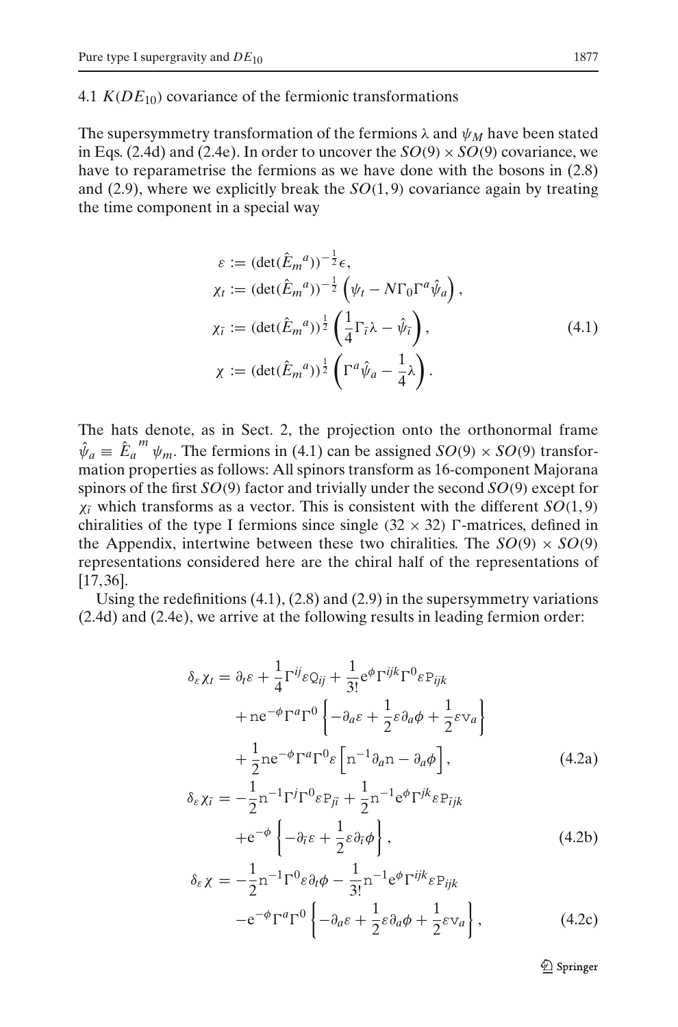### 4.1 $K(DE_{10})$ covariance of the fermionic transformations

The supersymmetry transformation of the fermions $\lambda$ and $\psi_M$ have been stated in Eqs. (2.4d) and (2.4e). In order to uncover the $SO(9) \times SO(9)$ covariance, we have to reparametrise the fermions as we have done with the bosons in (2.8) and (2.9), where we explicitly break the $SO(1,9)$ covariance again by treating the time component in a special way

$$
\begin{aligned}
\varepsilon &:= (\det(\hat{E}_m{}^a))^{-\frac{1}{2}}\epsilon, \\
\chi_t &:= (\det(\hat{E}_m{}^a))^{-\frac{1}{2}}\left(\psi_t - N\Gamma_0\Gamma^a\hat{\psi}_a\right), \\
\chi_{\bar{\imath}} &:= (\det(\hat{E}_m{}^a))^{\frac{1}{2}}\left(\frac{1}{4}\Gamma_{\bar{\imath}}\lambda - \hat{\psi}_{\bar{\imath}}\right), \\
\chi &:= (\det(\hat{E}_m{}^a))^{\frac{1}{2}}\left(\Gamma^a\hat{\psi}_a - \frac{1}{4}\lambda\right).
\end{aligned}
\tag{4.1}
$$

The hats denote, as in Sect. 2, the projection onto the orthonormal frame $\hat{\psi}_a \equiv \hat{E}_a{}^m\psi_m$. The fermions in (4.1) can be assigned $SO(9) \times SO(9)$ transformation properties as follows: All spinors transform as 16-component Majorana spinors of the first $SO(9)$ factor and trivially under the second $SO(9)$ except for $\chi_{\bar{\imath}}$ which transforms as a vector. This is consistent with the different $SO(1,9)$ chiralities of the type I fermions since single $(32 \times 32)$ $\Gamma$-matrices, defined in the Appendix, intertwine between these two chiralities. The $SO(9) \times SO(9)$ representations considered here are the chiral half of the representations of [17,36].

Using the redefinitions (4.1), (2.8) and (2.9) in the supersymmetry variations (2.4d) and (2.4e), we arrive at the following results in leading fermion order:

$$
\begin{aligned}
\delta_\varepsilon\chi_t &= \partial_t\varepsilon + \frac{1}{4}\Gamma^{ij}\varepsilon\mathrm{Q}_{ij} + \frac{1}{3!}\mathrm{e}^{\phi}\Gamma^{ijk}\Gamma^0\varepsilon\mathrm{P}_{ijk} \\
&\quad + \mathrm{n}\mathrm{e}^{-\phi}\Gamma^a\Gamma^0\left\{-\partial_a\varepsilon + \frac{1}{2}\varepsilon\partial_a\phi + \frac{1}{2}\varepsilon\mathrm{v}_a\right\} \\
&\quad + \frac{1}{2}\mathrm{n}\mathrm{e}^{-\phi}\Gamma^a\Gamma^0\varepsilon\left[\mathrm{n}^{-1}\partial_a\mathrm{n} - \partial_a\phi\right],
\end{aligned}
\tag{4.2a}
$$

$$
\begin{aligned}
\delta_\varepsilon\chi_{\bar{\imath}} &= -\frac{1}{2}\mathrm{n}^{-1}\Gamma^j\Gamma^0\varepsilon\mathrm{P}_{j\bar{\imath}} + \frac{1}{2}\mathrm{n}^{-1}\mathrm{e}^{\phi}\Gamma^{jk}\varepsilon\mathrm{P}_{\bar{\imath}jk} \\
&\quad + \mathrm{e}^{-\phi}\left\{-\partial_{\bar{\imath}}\varepsilon + \frac{1}{2}\varepsilon\partial_{\bar{\imath}}\phi\right\},
\end{aligned}
\tag{4.2b}
$$

$$
\begin{aligned}
\delta_\varepsilon\chi &= -\frac{1}{2}\mathrm{n}^{-1}\Gamma^0\varepsilon\partial_t\phi - \frac{1}{3!}\mathrm{n}^{-1}\mathrm{e}^{\phi}\Gamma^{ijk}\varepsilon\mathrm{P}_{ijk} \\
&\quad - \mathrm{e}^{-\phi}\Gamma^a\Gamma^0\left\{-\partial_a\varepsilon + \frac{1}{2}\varepsilon\partial_a\phi + \frac{1}{2}\varepsilon\mathrm{v}_a\right\},
\end{aligned}
\tag{4.2c}
$$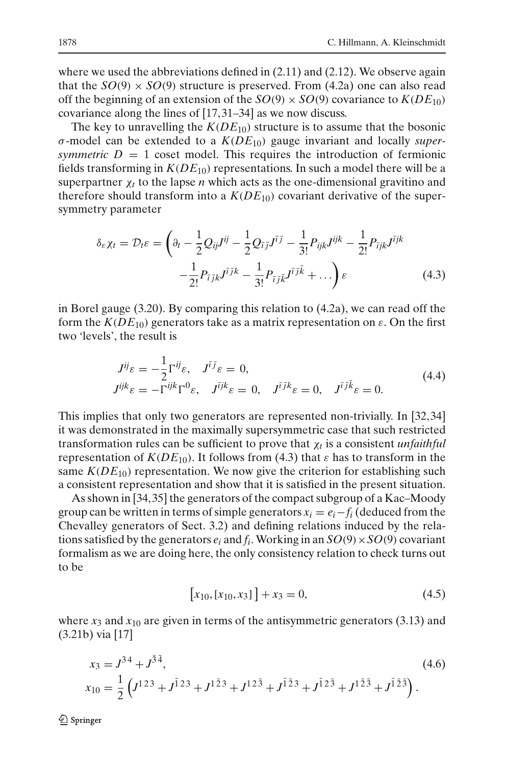where we used the abbreviations defined in (2.11) and (2.12). We observe again that the $SO(9) \times SO(9)$ structure is preserved. From (4.2a) one can also read off the beginning of an extension of the $SO(9) \times SO(9)$ covariance to $K(DE_{10})$ covariance along the lines of [17,31–34] as we now discuss.

The key to unravelling the $K(DE_{10})$ structure is to assume that the bosonic $\sigma$-model can be extended to a $K(DE_{10})$ gauge invariant and locally *supersymmetric* $D = 1$ coset model. This requires the introduction of fermionic fields transforming in $K(DE_{10})$ representations. In such a model there will be a superpartner $\chi_t$ to the lapse $n$ which acts as the one-dimensional gravitino and therefore should transform into a $K(DE_{10})$ covariant derivative of the supersymmetry parameter

$$
\begin{aligned}
\delta_\varepsilon \chi_t = \mathcal{D}_t \varepsilon = \bigg( \partial_t - \frac{1}{2} Q_{ij} J^{ij} - \frac{1}{2} Q_{\bar{\imath}\bar{\jmath}} J^{\bar{\imath}\bar{\jmath}} - \frac{1}{3!} P_{ijk} J^{ijk} - \frac{1}{2!} P_{\bar{\imath}jk} J^{\bar{\imath}jk} \\
- \frac{1}{2!} P_{\bar{\imath}\bar{\jmath}k} J^{\bar{\imath}\bar{\jmath}k} - \frac{1}{3!} P_{\bar{\imath}\bar{\jmath}\bar{k}} J^{\bar{\imath}\bar{\jmath}\bar{k}} + \ldots \bigg) \varepsilon
\end{aligned} \tag{4.3}
$$

in Borel gauge (3.20). By comparing this relation to (4.2a), we can read off the form the $K(DE_{10})$ generators take as a matrix representation on $\varepsilon$. On the first two 'levels', the result is

$$
\begin{aligned}
& J^{ij} \varepsilon = -\frac{1}{2} \Gamma^{ij} \varepsilon, \quad J^{\bar{\imath}\bar{\jmath}} \varepsilon = 0, \\
& J^{ijk} \varepsilon = -\Gamma^{ijk} \Gamma^0 \varepsilon, \quad J^{\bar{\imath}jk} \varepsilon = 0, \quad J^{\bar{\imath}\bar{\jmath}k} \varepsilon = 0, \quad J^{\bar{\imath}\bar{\jmath}\bar{k}} \varepsilon = 0.
\end{aligned} \tag{4.4}
$$

This implies that only two generators are represented non-trivially. In [32,34] it was demonstrated in the maximally supersymmetric case that such restricted transformation rules can be sufficient to prove that $\chi_t$ is a consistent *unfaithful* representation of $K(DE_{10})$. It follows from (4.3) that $\varepsilon$ has to transform in the same $K(DE_{10})$ representation. We now give the criterion for establishing such a consistent representation and show that it is satisfied in the present situation.

As shown in [34,35] the generators of the compact subgroup of a Kac–Moody group can be written in terms of simple generators $x_i = e_i - f_i$ (deduced from the Chevalley generators of Sect. 3.2) and defining relations induced by the relations satisfied by the generators $e_i$ and $f_i$. Working in an $SO(9) \times SO(9)$ covariant formalism as we are doing here, the only consistency relation to check turns out to be

$$
\big[ x_{10}, [x_{10}, x_3] \big] + x_3 = 0, \tag{4.5}
$$

where $x_3$ and $x_{10}$ are given in terms of the antisymmetric generators (3.13) and (3.21b) via [17]

$$
\begin{aligned}
x_3 &= J^{34} + J^{\bar{3}\bar{4}}, \\
x_{10} &= \frac{1}{2} \left( J^{123} + J^{\bar{1}23} + J^{1\bar{2}3} + J^{12\bar{3}} + J^{\bar{1}\bar{2}3} + J^{\bar{1}2\bar{3}} + J^{1\bar{2}\bar{3}} + J^{\bar{1}\bar{2}\bar{3}} \right).
\end{aligned} \tag{4.6}
$$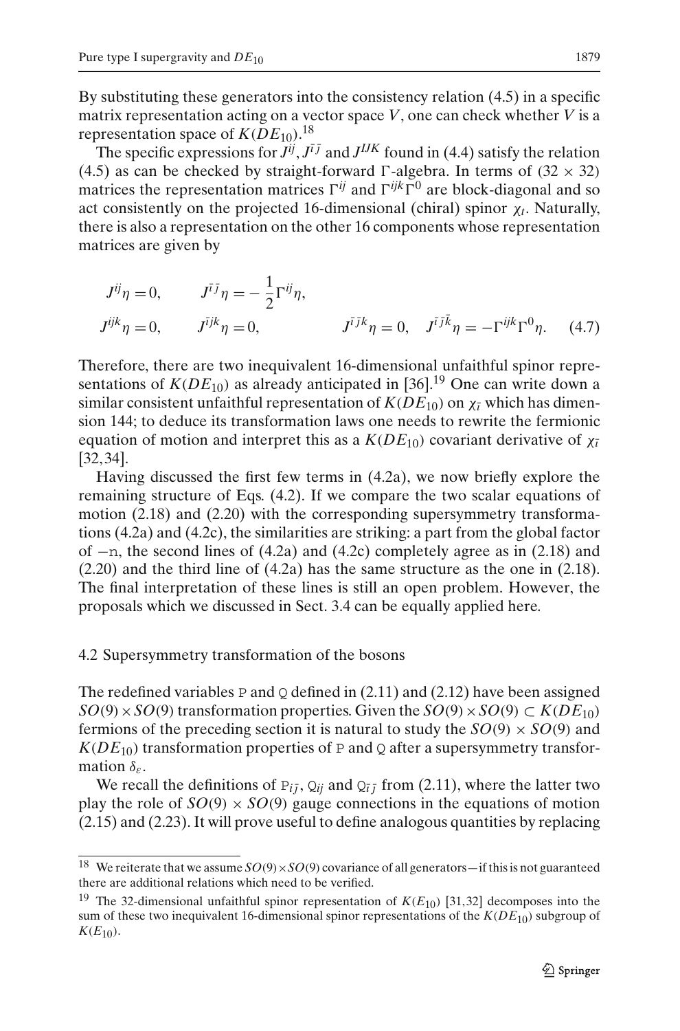By substituting these generators into the consistency relation (4.5) in a specific matrix representation acting on a vector space $V$, one can check whether $V$ is a representation space of $K(DE_{10})$.[18]

The specific expressions for $J^{ij}$, $J^{\bar{i}\bar{j}}$ and $J^{IJK}$ found in (4.4) satisfy the relation (4.5) as can be checked by straight-forward $\Gamma$-algebra. In terms of $(32 \times 32)$ matrices the representation matrices $\Gamma^{ij}$ and $\Gamma^{ijk}\Gamma^0$ are block-diagonal and so act consistently on the projected 16-dimensional (chiral) spinor $\chi_t$. Naturally, there is also a representation on the other 16 components whose representation matrices are given by

$$
\begin{aligned}
&J^{ij}\eta = 0, \qquad J^{\bar{i}\bar{j}}\eta = -\frac{1}{2}\Gamma^{ij}\eta, \\
&J^{ijk}\eta = 0, \qquad J^{\bar{i}jk}\eta = 0, \qquad\qquad J^{\bar{i}\bar{j}k}\eta = 0, \quad J^{\bar{i}\bar{j}\bar{k}}\eta = -\Gamma^{ijk}\Gamma^0\eta. \qquad (4.7)
\end{aligned}
$$

Therefore, there are two inequivalent 16-dimensional unfaithful spinor representations of $K(DE_{10})$ as already anticipated in [36].[19] One can write down a similar consistent unfaithful representation of $K(DE_{10})$ on $\chi_{\bar{i}}$ which has dimension 144; to deduce its transformation laws one needs to rewrite the fermionic equation of motion and interpret this as a $K(DE_{10})$ covariant derivative of $\chi_{\bar{i}}$ [32,34].

Having discussed the first few terms in (4.2a), we now briefly explore the remaining structure of Eqs. (4.2). If we compare the two scalar equations of motion (2.18) and (2.20) with the corresponding supersymmetry transformations (4.2a) and (4.2c), the similarities are striking: a part from the global factor of $-\mathtt{n}$, the second lines of (4.2a) and (4.2c) completely agree as in (2.18) and (2.20) and the third line of (4.2a) has the same structure as the one in (2.18). The final interpretation of these lines is still an open problem. However, the proposals which we discussed in Sect. 3.4 can be equally applied here.

### 4.2 Supersymmetry transformation of the bosons

The redefined variables $\mathtt{P}$ and $\mathtt{Q}$ defined in (2.11) and (2.12) have been assigned $SO(9) \times SO(9)$ transformation properties. Given the $SO(9) \times SO(9) \subset K(DE_{10})$ fermions of the preceding section it is natural to study the $SO(9) \times SO(9)$ and $K(DE_{10})$ transformation properties of $\mathtt{P}$ and $\mathtt{Q}$ after a supersymmetry transformation $\delta_\varepsilon$.

We recall the definitions of $\mathtt{P}_{i\bar{j}}$, $\mathtt{Q}_{ij}$ and $\mathtt{Q}_{\bar{i}\bar{j}}$ from (2.11), where the latter two play the role of $SO(9) \times SO(9)$ gauge connections in the equations of motion (2.15) and (2.23). It will prove useful to define analogous quantities by replacing

---

[18] We reiterate that we assume $SO(9) \times SO(9)$ covariance of all generators—if this is not guaranteed there are additional relations which need to be verified.

[19] The 32-dimensional unfaithful spinor representation of $K(E_{10})$ [31,32] decomposes into the sum of these two inequivalent 16-dimensional spinor representations of the $K(DE_{10})$ subgroup of $K(E_{10})$.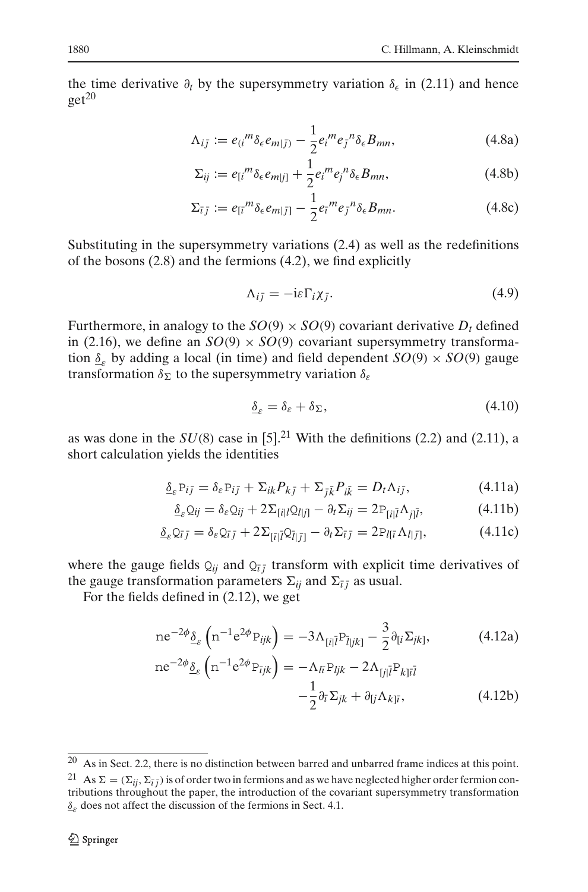the time derivative $\partial_t$ by the supersymmetry variation $\delta_\epsilon$ in (2.11) and hence get[20]

$$\Lambda_{i\bar{j}} := e_{(i}{}^m \delta_\epsilon e_{m|\bar{j})} - \frac{1}{2} e_i{}^m e_{\bar{j}}{}^n \delta_\epsilon B_{mn}, \tag{4.8a}$$

$$\Sigma_{ij} := e_{[i}{}^m \delta_\epsilon e_{m|j]} + \frac{1}{2} e_i{}^m e_j{}^n \delta_\epsilon B_{mn}, \tag{4.8b}$$

$$\Sigma_{\bar{i}\bar{j}} := e_{[\bar{i}}{}^m \delta_\epsilon e_{m|\bar{j}]} - \frac{1}{2} e_{\bar{i}}{}^m e_{\bar{j}}{}^n \delta_\epsilon B_{mn}. \tag{4.8c}$$

Substituting in the supersymmetry variations (2.4) as well as the redefinitions of the bosons (2.8) and the fermions (4.2), we find explicitly

$$\Lambda_{i\bar{j}} = -\mathrm{i}\varepsilon\Gamma_i\chi_{\bar{j}}. \tag{4.9}$$

Furthermore, in analogy to the $SO(9)\times SO(9)$ covariant derivative $D_t$ defined in (2.16), we define an $SO(9)\times SO(9)$ covariant supersymmetry transformation $\underline{\delta}_\varepsilon$ by adding a local (in time) and field dependent $SO(9)\times SO(9)$ gauge transformation $\delta_\Sigma$ to the supersymmetry variation $\delta_\varepsilon$

$$\underline{\delta}_\varepsilon = \delta_\varepsilon + \delta_\Sigma, \tag{4.10}$$

as was done in the $SU(8)$ case in [5].[21] With the definitions (2.2) and (2.11), a short calculation yields the identities

$$\underline{\delta}_\varepsilon \mathrm{P}_{i\bar{j}} = \delta_\varepsilon \mathrm{P}_{i\bar{j}} + \Sigma_{ik}P_{k\bar{j}} + \Sigma_{\bar{j}\bar{k}}P_{i\bar{k}} = D_t\Lambda_{i\bar{j}}, \tag{4.11a}$$

$$\underline{\delta}_\varepsilon \mathrm{Q}_{ij} = \delta_\varepsilon \mathrm{Q}_{ij} + 2\Sigma_{[i|l}\mathrm{Q}_{l|j]} - \partial_t\Sigma_{ij} = 2\mathrm{P}_{[i|\bar{l}}\Lambda_{j]\bar{l}}, \tag{4.11b}$$

$$\underline{\delta}_\varepsilon \mathrm{Q}_{\bar{i}\bar{j}} = \delta_\varepsilon \mathrm{Q}_{\bar{i}\bar{j}} + 2\Sigma_{[\bar{i}|\bar{l}}\mathrm{Q}_{\bar{l}|\bar{j}]} - \partial_t\Sigma_{\bar{i}\bar{j}} = 2\mathrm{P}_{l[\bar{i}}\Lambda_{l|\bar{j}]}, \tag{4.11c}$$

where the gauge fields $\mathrm{Q}_{ij}$ and $\mathrm{Q}_{\bar{i}\bar{j}}$ transform with explicit time derivatives of the gauge transformation parameters $\Sigma_{ij}$ and $\Sigma_{\bar{i}\bar{j}}$ as usual.

For the fields defined in (2.12), we get

$$\mathrm{n}e^{-2\phi}\underline{\delta}_\varepsilon\left(\mathrm{n}^{-1}e^{2\phi}\mathrm{P}_{ijk}\right) = -3\Lambda_{[i|\bar{l}}\mathrm{P}_{\bar{l}|jk]} - \frac{3}{2}\partial_{[i}\Sigma_{jk]}, \tag{4.12a}$$

$$\begin{aligned}\mathrm{n}e^{-2\phi}\underline{\delta}_\varepsilon\left(\mathrm{n}^{-1}e^{2\phi}\mathrm{P}_{\bar{i}jk}\right) = &-\Lambda_{l\bar{i}}\mathrm{P}_{ljk} - 2\Lambda_{[j|\bar{l}}\mathrm{P}_{k]\bar{i}\bar{l}} \\ &-\frac{1}{2}\partial_{\bar{i}}\Sigma_{jk} + \partial_{[j}\Lambda_{k]\bar{i}},\end{aligned} \tag{4.12b}$$

---

[20] As in Sect. 2.2, there is no distinction between barred and unbarred frame indices at this point.

[21] As $\Sigma = (\Sigma_{ij}, \Sigma_{\bar{i}\bar{j}})$ is of order two in fermions and as we have neglected higher order fermion contributions throughout the paper, the introduction of the covariant supersymmetry transformation $\underline{\delta}_\varepsilon$ does not affect the discussion of the fermions in Sect. 4.1.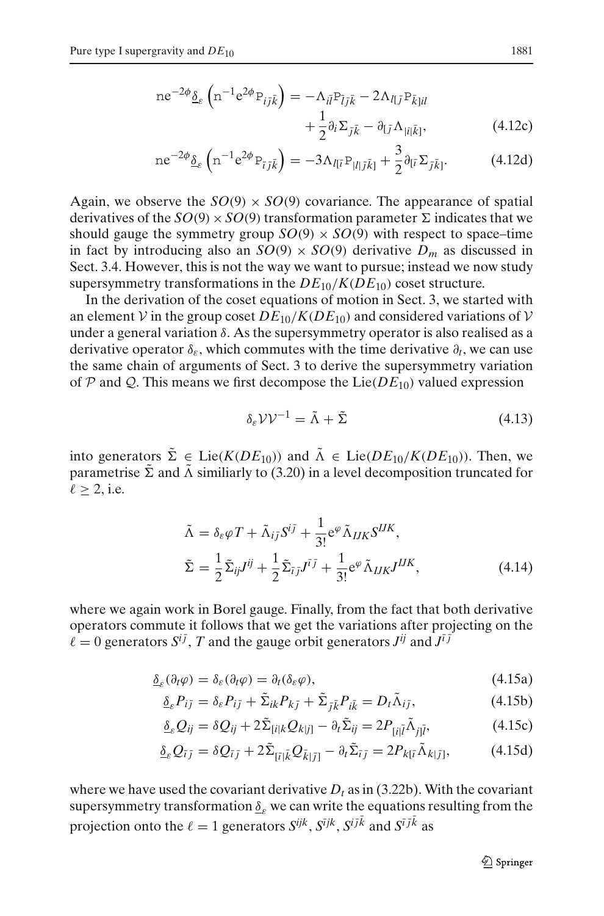$$\mathrm{n}e^{-2\phi}\underline{\delta}_\varepsilon\left(\mathrm{n}^{-1}e^{2\phi}\mathrm{P}_{i\bar{j}\bar{k}}\right) = -\Lambda_{\bar{i}\bar{l}}\mathrm{P}_{\bar{l}\bar{j}\bar{k}} - 2\Lambda_{l[\bar{j}}\mathrm{P}_{\bar{k}]il} + \frac{1}{2}\partial_i\Sigma_{\bar{j}\bar{k}} - \partial_{[\bar{j}}\Lambda_{|i|\bar{k}]}, \tag{4.12c}$$

$$\mathrm{n}e^{-2\phi}\underline{\delta}_\varepsilon\left(\mathrm{n}^{-1}e^{2\phi}\mathrm{P}_{\bar{i}\bar{j}\bar{k}}\right) = -3\Lambda_{l[\bar{i}}\mathrm{P}_{|l|\bar{j}\bar{k}]} + \frac{3}{2}\partial_{[\bar{i}}\Sigma_{\bar{j}\bar{k}]}. \tag{4.12d}$$

Again, we observe the $SO(9)\times SO(9)$ covariance. The appearance of spatial derivatives of the $SO(9)\times SO(9)$ transformation parameter $\Sigma$ indicates that we should gauge the symmetry group $SO(9)\times SO(9)$ with respect to space–time in fact by introducing also an $SO(9)\times SO(9)$ derivative $D_m$ as discussed in Sect. 3.4. However, this is not the way we want to pursue; instead we now study supersymmetry transformations in the $DE_{10}/K(DE_{10})$ coset structure.

In the derivation of the coset equations of motion in Sect. 3, we started with an element $\mathcal{V}$ in the group coset $DE_{10}/K(DE_{10})$ and considered variations of $\mathcal{V}$ under a general variation $\delta$. As the supersymmetry operator is also realised as a derivative operator $\delta_\varepsilon$, which commutes with the time derivative $\partial_t$, we can use the same chain of arguments of Sect. 3 to derive the supersymmetry variation of $\mathcal{P}$ and $\mathcal{Q}$. This means we first decompose the $\mathrm{Lie}(DE_{10})$ valued expression

$$\delta_\varepsilon\mathcal{V}\mathcal{V}^{-1} = \tilde{\Lambda} + \tilde{\Sigma} \tag{4.13}$$

into generators $\tilde{\Sigma}\in\mathrm{Lie}(K(DE_{10}))$ and $\tilde{\Lambda}\in\mathrm{Lie}(DE_{10}/K(DE_{10}))$. Then, we parametrise $\tilde{\Sigma}$ and $\tilde{\Lambda}$ similiarly to (3.20) in a level decomposition truncated for $\ell\geq 2$, i.e.

$$\tilde{\Lambda} = \delta_\varepsilon\varphi T + \tilde{\Lambda}_{i\bar{j}}S^{i\bar{j}} + \frac{1}{3!}e^{\varphi}\tilde{\Lambda}_{IJK}S^{IJK},$$
$$\tilde{\Sigma} = \frac{1}{2}\tilde{\Sigma}_{ij}J^{ij} + \frac{1}{2}\tilde{\Sigma}_{\bar{i}\bar{j}}J^{\bar{i}\bar{j}} + \frac{1}{3!}e^{\varphi}\tilde{\Lambda}_{IJK}J^{IJK}, \tag{4.14}$$

where we again work in Borel gauge. Finally, from the fact that both derivative operators commute it follows that we get the variations after projecting on the $\ell=0$ generators $S^{i\bar{j}}$, $T$ and the gauge orbit generators $J^{ij}$ and $J^{\bar{i}\bar{j}}$

$$\underline{\delta}_\varepsilon(\partial_t\varphi) = \delta_\varepsilon(\partial_t\varphi) = \partial_t(\delta_\varepsilon\varphi), \tag{4.15a}$$

$$\underline{\delta}_\varepsilon P_{i\bar{j}} = \delta_\varepsilon P_{i\bar{j}} + \tilde{\Sigma}_{ik}P_{k\bar{j}} + \tilde{\Sigma}_{\bar{j}\bar{k}}P_{i\bar{k}} = D_t\tilde{\Lambda}_{i\bar{j}}, \tag{4.15b}$$

$$\underline{\delta}_\varepsilon Q_{ij} = \delta Q_{ij} + 2\tilde{\Sigma}_{[i|k}Q_{k|j]} - \partial_t\tilde{\Sigma}_{ij} = 2P_{[i|\bar{l}}\tilde{\Lambda}_{j]\bar{l}}, \tag{4.15c}$$

$$\underline{\delta}_\varepsilon Q_{\bar{i}\bar{j}} = \delta Q_{\bar{i}\bar{j}} + 2\tilde{\Sigma}_{[\bar{i}|\bar{k}}Q_{\bar{k}|\bar{j}]} - \partial_t\tilde{\Sigma}_{\bar{i}\bar{j}} = 2P_{k[\bar{i}}\tilde{\Lambda}_{k|\bar{j}]}, \tag{4.15d}$$

where we have used the covariant derivative $D_t$ as in (3.22b). With the covariant supersymmetry transformation $\underline{\delta}_\varepsilon$ we can write the equations resulting from the projection onto the $\ell=1$ generators $S^{ijk}$, $S^{\bar{i}jk}$, $S^{i\bar{j}\bar{k}}$ and $S^{\bar{i}\bar{j}\bar{k}}$ as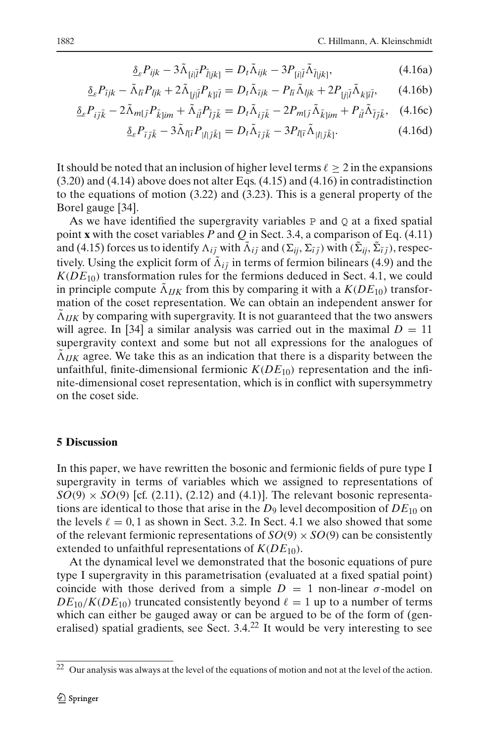$$\underline{\delta}_\varepsilon P_{ijk} - 3\tilde{\Lambda}_{[i|\bar{l}}P_{\bar{l}|jk]} = D_t\tilde{\Lambda}_{ijk} - 3P_{[i|\bar{l}}\tilde{\Lambda}_{\bar{l}|jk]}, \tag{4.16a}$$

$$\underline{\delta}_\varepsilon P_{\bar{i}jk} - \tilde{\Lambda}_{l\bar{i}}P_{ljk} + 2\tilde{\Lambda}_{[j|\bar{l}}P_{k]\bar{i}\bar{l}} = D_t\tilde{\Lambda}_{\bar{i}jk} - P_{l\bar{i}}\tilde{\Lambda}_{ljk} + 2P_{[j|\bar{l}}\tilde{\Lambda}_{k]\bar{i}\bar{l}}, \tag{4.16b}$$

$$\underline{\delta}_\varepsilon P_{i\bar{j}\bar{k}} - 2\tilde{\Lambda}_{m[\bar{j}}P_{\bar{k}]im} + \tilde{\Lambda}_{i\bar{l}}P_{\bar{l}\bar{j}\bar{k}} = D_t\tilde{\Lambda}_{i\bar{j}\bar{k}} - 2P_{m[\bar{j}}\tilde{\Lambda}_{\bar{k}]im} + P_{i\bar{l}}\tilde{\Lambda}_{\bar{l}\bar{j}\bar{k}}, \tag{4.16c}$$

$$\underline{\delta}_\varepsilon P_{\bar{i}\bar{j}\bar{k}} - 3\tilde{\Lambda}_{l[\bar{i}}P_{|l|\bar{j}\bar{k}]} = D_t\tilde{\Lambda}_{\bar{i}\bar{j}\bar{k}} - 3P_{l[\bar{i}}\tilde{\Lambda}_{|l|\bar{j}\bar{k}]}. \tag{4.16d}$$

It should be noted that an inclusion of higher level terms $\ell \geq 2$ in the expansions (3.20) and (4.14) above does not alter Eqs. (4.15) and (4.16) in contradistinction to the equations of motion (3.22) and (3.23). This is a general property of the Borel gauge [34].

As we have identified the supergravity variables P and Q at a fixed spatial point $\mathbf{x}$ with the coset variables $P$ and $Q$ in Sect. 3.4, a comparison of Eq. (4.11) and (4.15) forces us to identify $\Lambda_{i\bar{j}}$ with $\tilde{\Lambda}_{i\bar{j}}$ and $(\Sigma_{ij}, \Sigma_{\bar{i}\bar{j}})$ with $(\tilde{\Sigma}_{ij}, \tilde{\Sigma}_{\bar{i}\bar{j}})$, respectively. Using the explicit form of $\tilde{\Lambda}_{i\bar{j}}$ in terms of fermion bilinears (4.9) and the $K(DE_{10})$ transformation rules for the fermions deduced in Sect. 4.1, we could in principle compute $\tilde{\Lambda}_{IJK}$ from this by comparing it with a $K(DE_{10})$ transformation of the coset representation. We can obtain an independent answer for $\tilde{\Lambda}_{IJK}$ by comparing with supergravity. It is not guaranteed that the two answers will agree. In [34] a similar analysis was carried out in the maximal $D = 11$ supergravity context and some but not all expressions for the analogues of $\tilde{\Lambda}_{IJK}$ agree. We take this as an indication that there is a disparity between the unfaithful, finite-dimensional fermionic $K(DE_{10})$ representation and the infinite-dimensional coset representation, which is in conflict with supersymmetry on the coset side.

## 5 Discussion

In this paper, we have rewritten the bosonic and fermionic fields of pure type I supergravity in terms of variables which we assigned to representations of $SO(9) \times SO(9)$ [cf. (2.11), (2.12) and (4.1)]. The relevant bosonic representations are identical to those that arise in the $D_9$ level decomposition of $DE_{10}$ on the levels $\ell = 0, 1$ as shown in Sect. 3.2. In Sect. 4.1 we also showed that some of the relevant fermionic representations of $SO(9) \times SO(9)$ can be consistently extended to unfaithful representations of $K(DE_{10})$.

At the dynamical level we demonstrated that the bosonic equations of pure type I supergravity in this parametrisation (evaluated at a fixed spatial point) coincide with those derived from a simple $D = 1$ non-linear $\sigma$-model on $DE_{10}/K(DE_{10})$ truncated consistently beyond $\ell = 1$ up to a number of terms which can either be gauged away or can be argued to be of the form of (generalised) spatial gradients, see Sect. 3.4.[22] It would be very interesting to see

[22] Our analysis was always at the level of the equations of motion and not at the level of the action.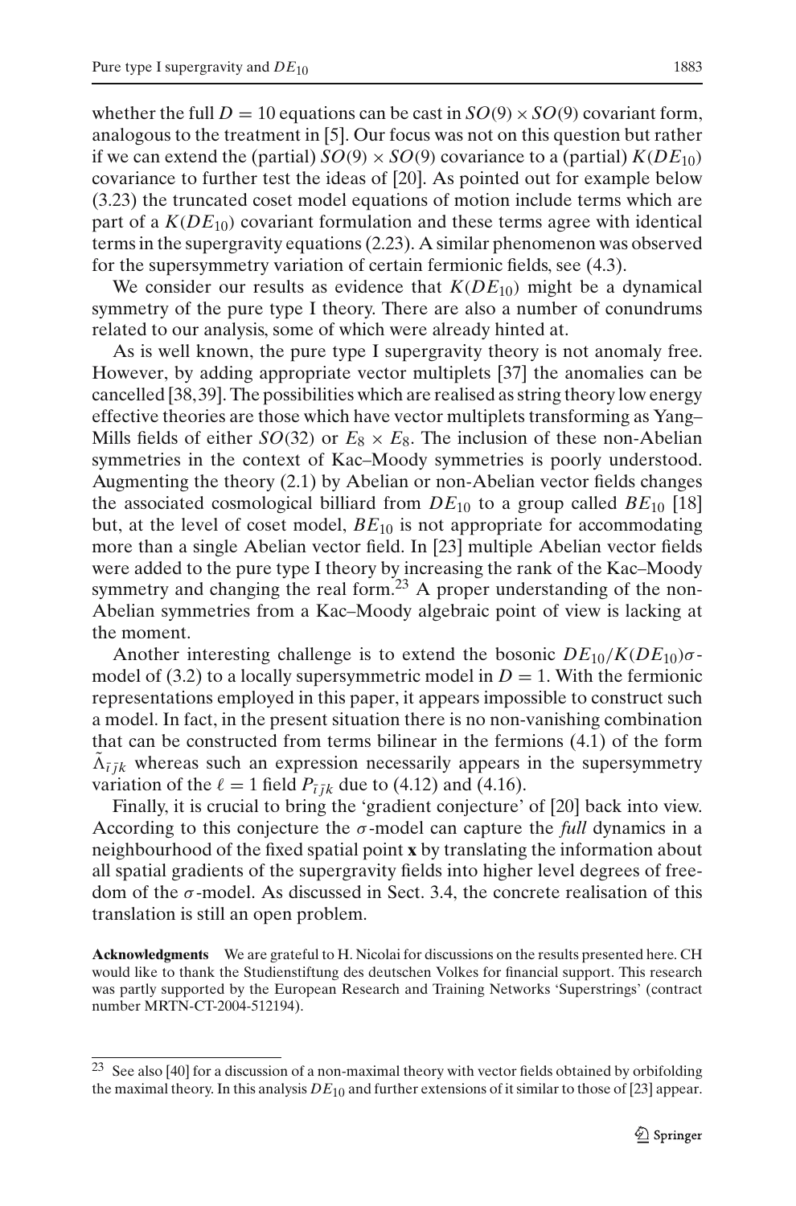whether the full $D = 10$ equations can be cast in $SO(9) \times SO(9)$ covariant form, analogous to the treatment in [5]. Our focus was not on this question but rather if we can extend the (partial) $SO(9) \times SO(9)$ covariance to a (partial) $K(DE_{10})$ covariance to further test the ideas of [20]. As pointed out for example below (3.23) the truncated coset model equations of motion include terms which are part of a $K(DE_{10})$ covariant formulation and these terms agree with identical terms in the supergravity equations (2.23). A similar phenomenon was observed for the supersymmetry variation of certain fermionic fields, see (4.3).

We consider our results as evidence that $K(DE_{10})$ might be a dynamical symmetry of the pure type I theory. There are also a number of conundrums related to our analysis, some of which were already hinted at.

As is well known, the pure type I supergravity theory is not anomaly free. However, by adding appropriate vector multiplets [37] the anomalies can be cancelled [38,39]. The possibilities which are realised as string theory low energy effective theories are those which have vector multiplets transforming as Yang–Mills fields of either $SO(32)$ or $E_8 \times E_8$. The inclusion of these non-Abelian symmetries in the context of Kac–Moody symmetries is poorly understood. Augmenting the theory (2.1) by Abelian or non-Abelian vector fields changes the associated cosmological billiard from $DE_{10}$ to a group called $BE_{10}$ [18] but, at the level of coset model, $BE_{10}$ is not appropriate for accommodating more than a single Abelian vector field. In [23] multiple Abelian vector fields were added to the pure type I theory by increasing the rank of the Kac–Moody symmetry and changing the real form.[23] A proper understanding of the non-Abelian symmetries from a Kac–Moody algebraic point of view is lacking at the moment.

Another interesting challenge is to extend the bosonic $DE_{10}/K(DE_{10})\sigma$-model of (3.2) to a locally supersymmetric model in $D = 1$. With the fermionic representations employed in this paper, it appears impossible to construct such a model. In fact, in the present situation there is no non-vanishing combination that can be constructed from terms bilinear in the fermions (4.1) of the form $\tilde{\Lambda}_{\bar{\imath}\bar{\jmath}k}$ whereas such an expression necessarily appears in the supersymmetry variation of the $\ell = 1$ field $P_{\bar{\imath}\bar{\jmath}k}$ due to (4.12) and (4.16).

Finally, it is crucial to bring the 'gradient conjecture' of [20] back into view. According to this conjecture the $\sigma$-model can capture the *full* dynamics in a neighbourhood of the fixed spatial point **x** by translating the information about all spatial gradients of the supergravity fields into higher level degrees of freedom of the $\sigma$-model. As discussed in Sect. 3.4, the concrete realisation of this translation is still an open problem.

**Acknowledgments** We are grateful to H. Nicolai for discussions on the results presented here. CH would like to thank the Studienstiftung des deutschen Volkes for financial support. This research was partly supported by the European Research and Training Networks 'Superstrings' (contract number MRTN-CT-2004-512194).

---

[23] See also [40] for a discussion of a non-maximal theory with vector fields obtained by orbifolding the maximal theory. In this analysis $DE_{10}$ and further extensions of it similar to those of [23] appear.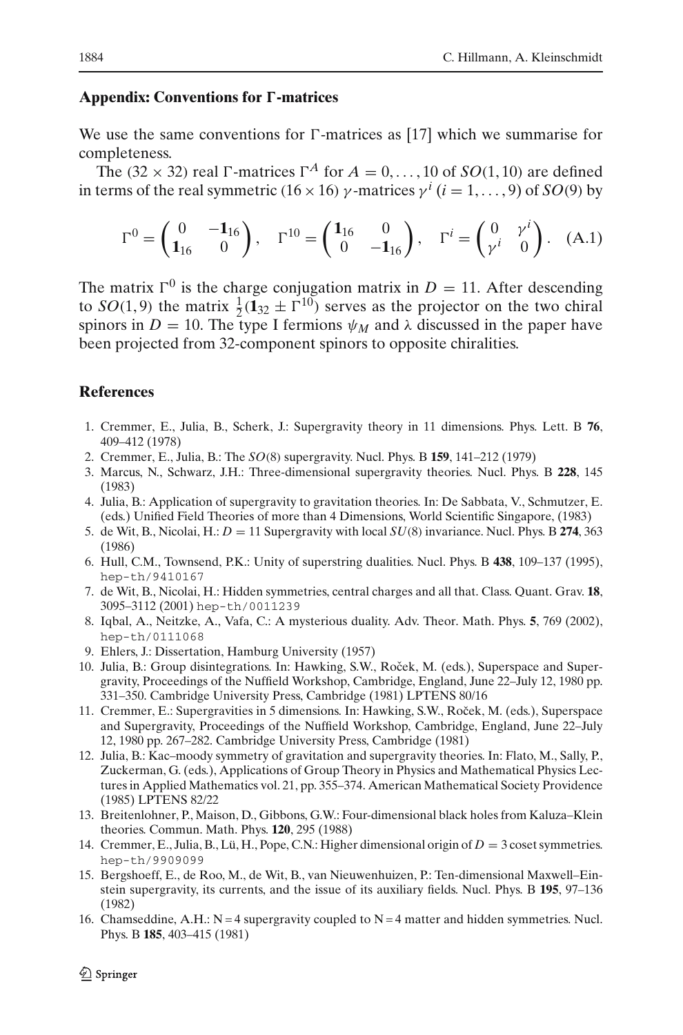## Appendix: Conventions for Γ-matrices

We use the same conventions for Γ-matrices as [17] which we summarise for completeness.

The $(32 \times 32)$ real Γ-matrices $\Gamma^A$ for $A = 0, \ldots, 10$ of $SO(1, 10)$ are defined in terms of the real symmetric $(16 \times 16)$ $\gamma$-matrices $\gamma^i$ $(i = 1, \ldots, 9)$ of $SO(9)$ by

$$\Gamma^0 = \begin{pmatrix} 0 & -\mathbf{1}_{16} \\ \mathbf{1}_{16} & 0 \end{pmatrix}, \quad \Gamma^{10} = \begin{pmatrix} \mathbf{1}_{16} & 0 \\ 0 & -\mathbf{1}_{16} \end{pmatrix}, \quad \Gamma^i = \begin{pmatrix} 0 & \gamma^i \\ \gamma^i & 0 \end{pmatrix}. \quad \text{(A.1)}$$

The matrix $\Gamma^0$ is the charge conjugation matrix in $D = 11$. After descending to $SO(1, 9)$ the matrix $\frac{1}{2}(\mathbf{1}_{32} \pm \Gamma^{10})$ serves as the projector on the two chiral spinors in $D = 10$. The type I fermions $\psi_M$ and $\lambda$ discussed in the paper have been projected from 32-component spinors to opposite chiralities.

## References

1. Cremmer, E., Julia, B., Scherk, J.: Supergravity theory in 11 dimensions. Phys. Lett. B **76**, 409–412 (1978)
2. Cremmer, E., Julia, B.: The $SO(8)$ supergravity. Nucl. Phys. B **159**, 141–212 (1979)
3. Marcus, N., Schwarz, J.H.: Three-dimensional supergravity theories. Nucl. Phys. B **228**, 145 (1983)
4. Julia, B.: Application of supergravity to gravitation theories. In: De Sabbata, V., Schmutzer, E. (eds.) Unified Field Theories of more than 4 Dimensions, World Scientific Singapore, (1983)
5. de Wit, B., Nicolai, H.: $D = 11$ Supergravity with local $SU(8)$ invariance. Nucl. Phys. B **274**, 363 (1986)
6. Hull, C.M., Townsend, P.K.: Unity of superstring dualities. Nucl. Phys. B **438**, 109–137 (1995), hep-th/9410167
7. de Wit, B., Nicolai, H.: Hidden symmetries, central charges and all that. Class. Quant. Grav. **18**, 3095–3112 (2001) hep-th/0011239
8. Iqbal, A., Neitzke, A., Vafa, C.: A mysterious duality. Adv. Theor. Math. Phys. **5**, 769 (2002), hep-th/0111068
9. Ehlers, J.: Dissertation, Hamburg University (1957)
10. Julia, B.: Group disintegrations. In: Hawking, S.W., Roček, M. (eds.), Superspace and Supergravity, Proceedings of the Nuffield Workshop, Cambridge, England, June 22–July 12, 1980 pp. 331–350. Cambridge University Press, Cambridge (1981) LPTENS 80/16
11. Cremmer, E.: Supergravities in 5 dimensions. In: Hawking, S.W., Roček, M. (eds.), Superspace and Supergravity, Proceedings of the Nuffield Workshop, Cambridge, England, June 22–July 12, 1980 pp. 267–282. Cambridge University Press, Cambridge (1981)
12. Julia, B.: Kac–moody symmetry of gravitation and supergravity theories. In: Flato, M., Sally, P., Zuckerman, G. (eds.), Applications of Group Theory in Physics and Mathematical Physics Lectures in Applied Mathematics vol. 21, pp. 355–374. American Mathematical Society Providence (1985) LPTENS 82/22
13. Breitenlohner, P., Maison, D., Gibbons, G.W.: Four-dimensional black holes from Kaluza–Klein theories. Commun. Math. Phys. **120**, 295 (1988)
14. Cremmer, E., Julia, B., Lü, H., Pope, C.N.: Higher dimensional origin of $D = 3$ coset symmetries. hep-th/9909099
15. Bergshoeff, E., de Roo, M., de Wit, B., van Nieuwenhuizen, P.: Ten-dimensional Maxwell–Einstein supergravity, its currents, and the issue of its auxiliary fields. Nucl. Phys. B **195**, 97–136 (1982)
16. Chamseddine, A.H.: N = 4 supergravity coupled to N = 4 matter and hidden symmetries. Nucl. Phys. B **185**, 403–415 (1981)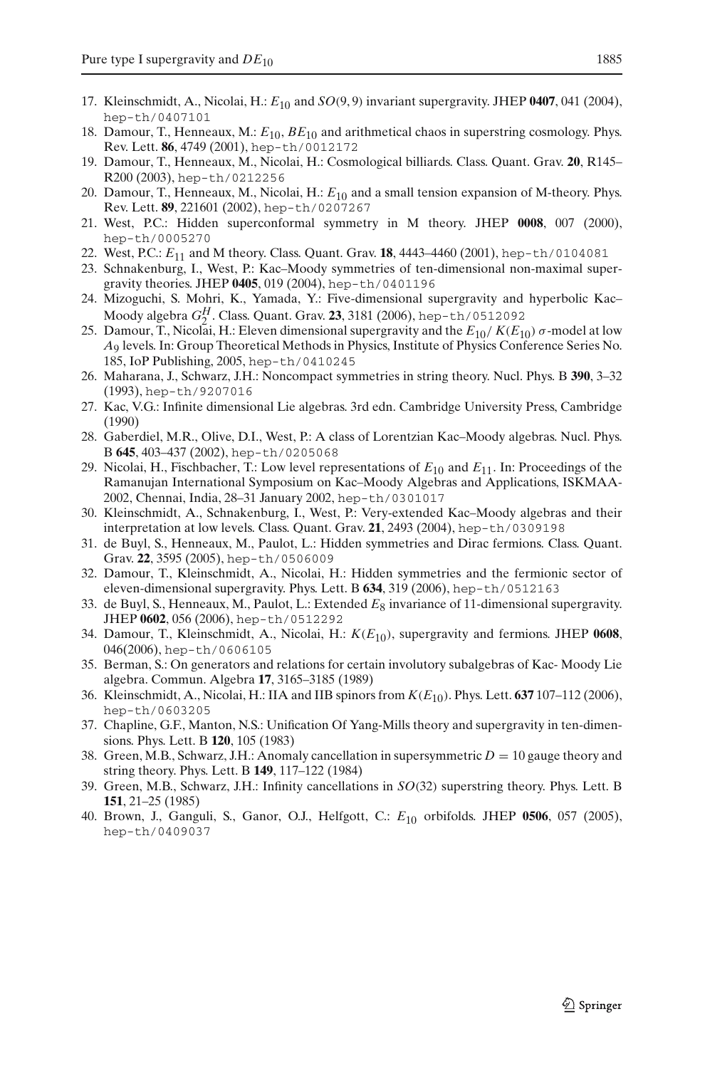17. Kleinschmidt, A., Nicolai, H.: $E_{10}$ and $SO(9, 9)$ invariant supergravity. JHEP **0407**, 041 (2004), hep-th/0407101
18. Damour, T., Henneaux, M.: $E_{10}$, $BE_{10}$ and arithmetical chaos in superstring cosmology. Phys. Rev. Lett. **86**, 4749 (2001), hep-th/0012172
19. Damour, T., Henneaux, M., Nicolai, H.: Cosmological billiards. Class. Quant. Grav. **20**, R145–R200 (2003), hep-th/0212256
20. Damour, T., Henneaux, M., Nicolai, H.: $E_{10}$ and a small tension expansion of M-theory. Phys. Rev. Lett. **89**, 221601 (2002), hep-th/0207267
21. West, P.C.: Hidden superconformal symmetry in M theory. JHEP **0008**, 007 (2000), hep-th/0005270
22. West, P.C.: $E_{11}$ and M theory. Class. Quant. Grav. **18**, 4443–4460 (2001), hep-th/0104081
23. Schnakenburg, I., West, P.: Kac–Moody symmetries of ten-dimensional non-maximal supergravity theories. JHEP **0405**, 019 (2004), hep-th/0401196
24. Mizoguchi, S. Mohri, K., Yamada, Y.: Five-dimensional supergravity and hyperbolic Kac–Moody algebra $G_2^H$. Class. Quant. Grav. **23**, 3181 (2006), hep-th/0512092
25. Damour, T., Nicolai, H.: Eleven dimensional supergravity and the $E_{10}/K(E_{10})$ $\sigma$-model at low $A_9$ levels. In: Group Theoretical Methods in Physics, Institute of Physics Conference Series No. 185, IoP Publishing, 2005, hep-th/0410245
26. Maharana, J., Schwarz, J.H.: Noncompact symmetries in string theory. Nucl. Phys. B **390**, 3–32 (1993), hep-th/9207016
27. Kac, V.G.: Infinite dimensional Lie algebras. 3rd edn. Cambridge University Press, Cambridge (1990)
28. Gaberdiel, M.R., Olive, D.I., West, P.: A class of Lorentzian Kac–Moody algebras. Nucl. Phys. B **645**, 403–437 (2002), hep-th/0205068
29. Nicolai, H., Fischbacher, T.: Low level representations of $E_{10}$ and $E_{11}$. In: Proceedings of the Ramanujan International Symposium on Kac–Moody Algebras and Applications, ISKMAA-2002, Chennai, India, 28–31 January 2002, hep-th/0301017
30. Kleinschmidt, A., Schnakenburg, I., West, P.: Very-extended Kac–Moody algebras and their interpretation at low levels. Class. Quant. Grav. **21**, 2493 (2004), hep-th/0309198
31. de Buyl, S., Henneaux, M., Paulot, L.: Hidden symmetries and Dirac fermions. Class. Quant. Grav. **22**, 3595 (2005), hep-th/0506009
32. Damour, T., Kleinschmidt, A., Nicolai, H.: Hidden symmetries and the fermionic sector of eleven-dimensional supergravity. Phys. Lett. B **634**, 319 (2006), hep-th/0512163
33. de Buyl, S., Henneaux, M., Paulot, L.: Extended $E_8$ invariance of 11-dimensional supergravity. JHEP **0602**, 056 (2006), hep-th/0512292
34. Damour, T., Kleinschmidt, A., Nicolai, H.: $K(E_{10})$, supergravity and fermions. JHEP **0608**, 046(2006), hep-th/0606105
35. Berman, S.: On generators and relations for certain involutory subalgebras of Kac- Moody Lie algebra. Commun. Algebra **17**, 3165–3185 (1989)
36. Kleinschmidt, A., Nicolai, H.: IIA and IIB spinors from $K(E_{10})$. Phys. Lett. **637** 107–112 (2006), hep-th/0603205
37. Chapline, G.F., Manton, N.S.: Unification Of Yang-Mills theory and supergravity in ten-dimensions. Phys. Lett. B **120**, 105 (1983)
38. Green, M.B., Schwarz, J.H.: Anomaly cancellation in supersymmetric $D = 10$ gauge theory and string theory. Phys. Lett. B **149**, 117–122 (1984)
39. Green, M.B., Schwarz, J.H.: Infinity cancellations in $SO(32)$ superstring theory. Phys. Lett. B **151**, 21–25 (1985)
40. Brown, J., Ganguli, S., Ganor, O.J., Helfgott, C.: $E_{10}$ orbifolds. JHEP **0506**, 057 (2005), hep-th/0409037